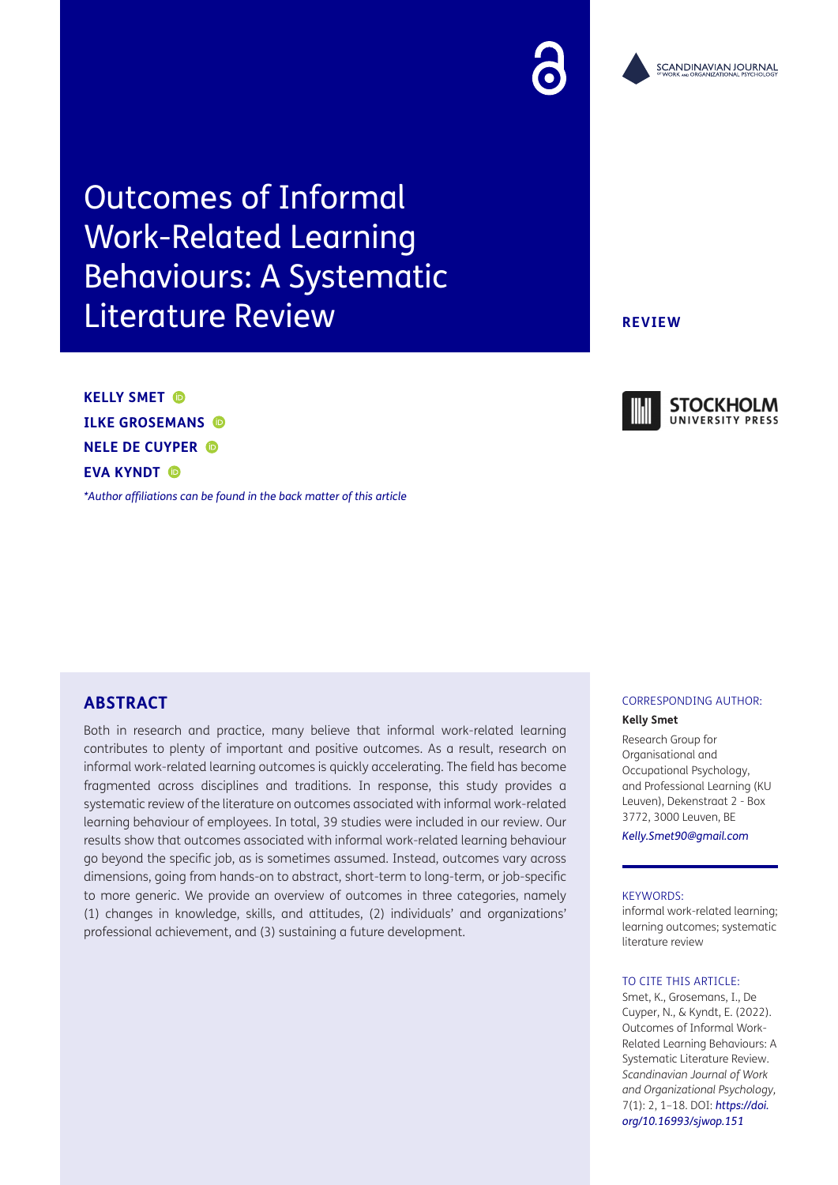# Outcomes of Informal Work-Related Learning Behaviours: A Systematic Literature Review

**REVIEW**

**KELLY SMET**
**ILKE GROSEMANS**
**NELE DE CUYPER**
**EVA KYNDT**

*\*Author affiliations can be found in the back matter of this article*

## ABSTRACT

Both in research and practice, many believe that informal work-related learning contributes to plenty of important and positive outcomes. As a result, research on informal work-related learning outcomes is quickly accelerating. The field has become fragmented across disciplines and traditions. In response, this study provides a systematic review of the literature on outcomes associated with informal work-related learning behaviour of employees. In total, 39 studies were included in our review. Our results show that outcomes associated with informal work-related learning behaviour go beyond the specific job, as is sometimes assumed. Instead, outcomes vary across dimensions, going from hands-on to abstract, short-term to long-term, or job-specific to more generic. We provide an overview of outcomes in three categories, namely (1) changes in knowledge, skills, and attitudes, (2) individuals' and organizations' professional achievement, and (3) sustaining a future development.

CORRESPONDING AUTHOR:

**Kelly Smet**

Research Group for Organisational and Occupational Psychology, and Professional Learning (KU Leuven), Dekenstraat 2 - Box 3772, 3000 Leuven, BE

*Kelly.Smet90@gmail.com*

KEYWORDS:

informal work-related learning; learning outcomes; systematic literature review

TO CITE THIS ARTICLE:

Smet, K., Grosemans, I., De Cuyper, N., & Kyndt, E. (2022). Outcomes of Informal Work-Related Learning Behaviours: A Systematic Literature Review. *Scandinavian Journal of Work and Organizational Psychology*, 7(1): 2, 1–18. DOI: *https://doi.org/10.16993/sjwop.151*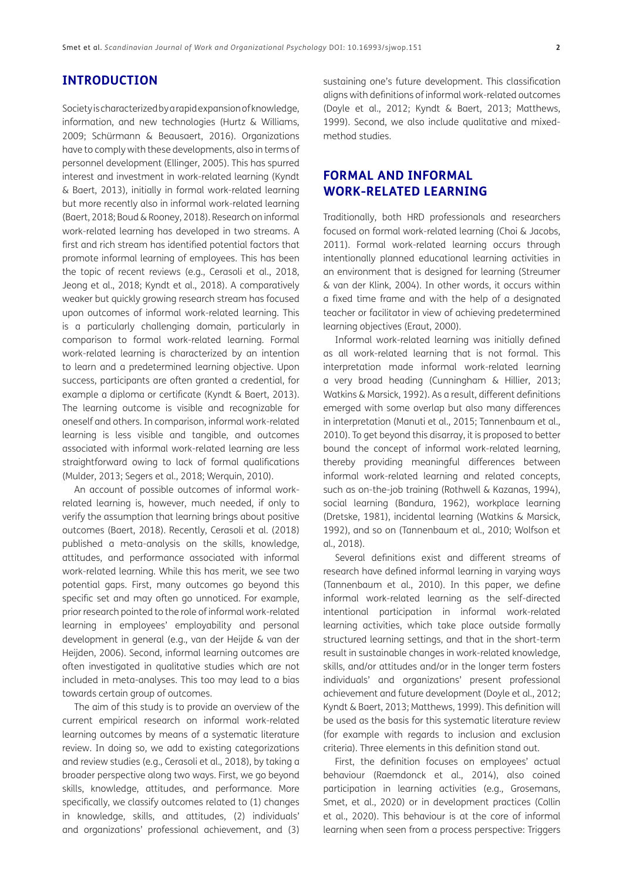## INTRODUCTION

Society is characterized by a rapid expansion of knowledge, information, and new technologies (Hurtz & Williams, 2009; Schürmann & Beausaert, 2016). Organizations have to comply with these developments, also in terms of personnel development (Ellinger, 2005). This has spurred interest and investment in work-related learning (Kyndt & Baert, 2013), initially in formal work-related learning but more recently also in informal work-related learning (Baert, 2018; Boud & Rooney, 2018). Research on informal work-related learning has developed in two streams. A first and rich stream has identified potential factors that promote informal learning of employees. This has been the topic of recent reviews (e.g., Cerasoli et al., 2018, Jeong et al., 2018; Kyndt et al., 2018). A comparatively weaker but quickly growing research stream has focused upon outcomes of informal work-related learning. This is a particularly challenging domain, particularly in comparison to formal work-related learning. Formal work-related learning is characterized by an intention to learn and a predetermined learning objective. Upon success, participants are often granted a credential, for example a diploma or certificate (Kyndt & Baert, 2013). The learning outcome is visible and recognizable for oneself and others. In comparison, informal work-related learning is less visible and tangible, and outcomes associated with informal work-related learning are less straightforward owing to lack of formal qualifications (Mulder, 2013; Segers et al., 2018; Werquin, 2010).

An account of possible outcomes of informal work-related learning is, however, much needed, if only to verify the assumption that learning brings about positive outcomes (Baert, 2018). Recently, Cerasoli et al. (2018) published a meta-analysis on the skills, knowledge, attitudes, and performance associated with informal work-related learning. While this has merit, we see two potential gaps. First, many outcomes go beyond this specific set and may often go unnoticed. For example, prior research pointed to the role of informal work-related learning in employees' employability and personal development in general (e.g., van der Heijde & van der Heijden, 2006). Second, informal learning outcomes are often investigated in qualitative studies which are not included in meta-analyses. This too may lead to a bias towards certain group of outcomes.

The aim of this study is to provide an overview of the current empirical research on informal work-related learning outcomes by means of a systematic literature review. In doing so, we add to existing categorizations and review studies (e.g., Cerasoli et al., 2018), by taking a broader perspective along two ways. First, we go beyond skills, knowledge, attitudes, and performance. More specifically, we classify outcomes related to (1) changes in knowledge, skills, and attitudes, (2) individuals' and organizations' professional achievement, and (3) sustaining one's future development. This classification aligns with definitions of informal work-related outcomes (Doyle et al., 2012; Kyndt & Baert, 2013; Matthews, 1999). Second, we also include qualitative and mixed-method studies.

## FORMAL AND INFORMAL WORK-RELATED LEARNING

Traditionally, both HRD professionals and researchers focused on formal work-related learning (Choi & Jacobs, 2011). Formal work-related learning occurs through intentionally planned educational learning activities in an environment that is designed for learning (Streumer & van der Klink, 2004). In other words, it occurs within a fixed time frame and with the help of a designated teacher or facilitator in view of achieving predetermined learning objectives (Eraut, 2000).

Informal work-related learning was initially defined as all work-related learning that is not formal. This interpretation made informal work-related learning a very broad heading (Cunningham & Hillier, 2013; Watkins & Marsick, 1992). As a result, different definitions emerged with some overlap but also many differences in interpretation (Manuti et al., 2015; Tannenbaum et al., 2010). To get beyond this disarray, it is proposed to better bound the concept of informal work-related learning, thereby providing meaningful differences between informal work-related learning and related concepts, such as on-the-job training (Rothwell & Kazanas, 1994), social learning (Bandura, 1962), workplace learning (Dretske, 1981), incidental learning (Watkins & Marsick, 1992), and so on (Tannenbaum et al., 2010; Wolfson et al., 2018).

Several definitions exist and different streams of research have defined informal learning in varying ways (Tannenbaum et al., 2010). In this paper, we define informal work-related learning as the self-directed intentional participation in informal work-related learning activities, which take place outside formally structured learning settings, and that in the short-term result in sustainable changes in work-related knowledge, skills, and/or attitudes and/or in the longer term fosters individuals' and organizations' present professional achievement and future development (Doyle et al., 2012; Kyndt & Baert, 2013; Matthews, 1999). This definition will be used as the basis for this systematic literature review (for example with regards to inclusion and exclusion criteria). Three elements in this definition stand out.

First, the definition focuses on employees' actual behaviour (Raemdonck et al., 2014), also coined participation in learning activities (e.g., Grosemans, Smet, et al., 2020) or in development practices (Collin et al., 2020). This behaviour is at the core of informal learning when seen from a process perspective: Triggers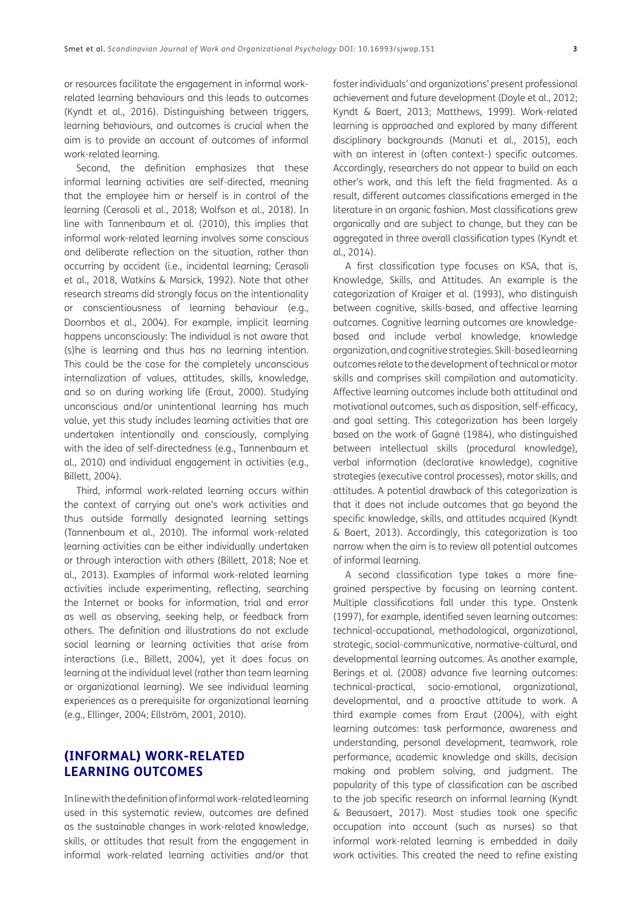or resources facilitate the engagement in informal work-related learning behaviours and this leads to outcomes (Kyndt et al., 2016). Distinguishing between triggers, learning behaviours, and outcomes is crucial when the aim is to provide an account of outcomes of informal work-related learning.

Second, the definition emphasizes that these informal learning activities are self-directed, meaning that the employee him or herself is in control of the learning (Cerasoli et al., 2018; Wolfson et al., 2018). In line with Tannenbaum et al. (2010), this implies that informal work-related learning involves some conscious and deliberate reflection on the situation, rather than occurring by accident (i.e., incidental learning; Cerasoli et al., 2018, Watkins & Marsick, 1992). Note that other research streams did strongly focus on the intentionality or conscientiousness of learning behaviour (e.g., Doornbos et al., 2004). For example, implicit learning happens unconsciously: The individual is not aware that (s)he is learning and thus has no learning intention. This could be the case for the completely unconscious internalization of values, attitudes, skills, knowledge, and so on during working life (Eraut, 2000). Studying unconscious and/or unintentional learning has much value, yet this study includes learning activities that are undertaken intentionally and consciously, complying with the idea of self-directedness (e.g., Tannenbaum et al., 2010) and individual engagement in activities (e.g., Billett, 2004).

Third, informal work-related learning occurs within the context of carrying out one's work activities and thus outside formally designated learning settings (Tannenbaum et al., 2010). The informal work-related learning activities can be either individually undertaken or through interaction with others (Billett, 2018; Noe et al., 2013). Examples of informal work-related learning activities include experimenting, reflecting, searching the Internet or books for information, trial and error as well as observing, seeking help, or feedback from others. The definition and illustrations do not exclude social learning or learning activities that arise from interactions (i.e., Billett, 2004), yet it does focus on learning at the individual level (rather than team learning or organizational learning). We see individual learning experiences as a prerequisite for organizational learning (e.g., Ellinger, 2004; Ellström, 2001, 2010).

## (INFORMAL) WORK-RELATED LEARNING OUTCOMES

In line with the definition of informal work-related learning used in this systematic review, outcomes are defined as the sustainable changes in work-related knowledge, skills, or attitudes that result from the engagement in informal work-related learning activities and/or that foster individuals' and organizations' present professional achievement and future development (Doyle et al., 2012; Kyndt & Baert, 2013; Matthews, 1999). Work-related learning is approached and explored by many different disciplinary backgrounds (Manuti et al., 2015), each with an interest in (often context-) specific outcomes. Accordingly, researchers do not appear to build on each other's work, and this left the field fragmented. As a result, different outcomes classifications emerged in the literature in an organic fashion. Most classifications grew organically and are subject to change, but they can be aggregated in three overall classification types (Kyndt et al., 2014).

A first classification type focuses on KSA, that is, Knowledge, Skills, and Attitudes. An example is the categorization of Kraiger et al. (1993), who distinguish between cognitive, skills-based, and affective learning outcomes. Cognitive learning outcomes are knowledge-based and include verbal knowledge, knowledge organization, and cognitive strategies. Skill-based learning outcomes relate to the development of technical or motor skills and comprises skill compilation and automaticity. Affective learning outcomes include both attitudinal and motivational outcomes, such as disposition, self-efficacy, and goal setting. This categorization has been largely based on the work of Gagné (1984), who distinguished between intellectual skills (procedural knowledge), verbal information (declarative knowledge), cognitive strategies (executive control processes), motor skills, and attitudes. A potential drawback of this categorization is that it does not include outcomes that go beyond the specific knowledge, skills, and attitudes acquired (Kyndt & Baert, 2013). Accordingly, this categorization is too narrow when the aim is to review all potential outcomes of informal learning.

A second classification type takes a more fine-grained perspective by focusing on learning content. Multiple classifications fall under this type. Onstenk (1997), for example, identified seven learning outcomes: technical-occupational, methodological, organizational, strategic, social-communicative, normative-cultural, and developmental learning outcomes. As another example, Berings et al. (2008) advance five learning outcomes: technical-practical, socio-emotional, organizational, developmental, and a proactive attitude to work. A third example comes from Eraut (2004), with eight learning outcomes: task performance, awareness and understanding, personal development, teamwork, role performance, academic knowledge and skills, decision making and problem solving, and judgment. The popularity of this type of classification can be ascribed to the job specific research on informal learning (Kyndt & Beausaert, 2017). Most studies took one specific occupation into account (such as nurses) so that informal work-related learning is embedded in daily work activities. This created the need to refine existing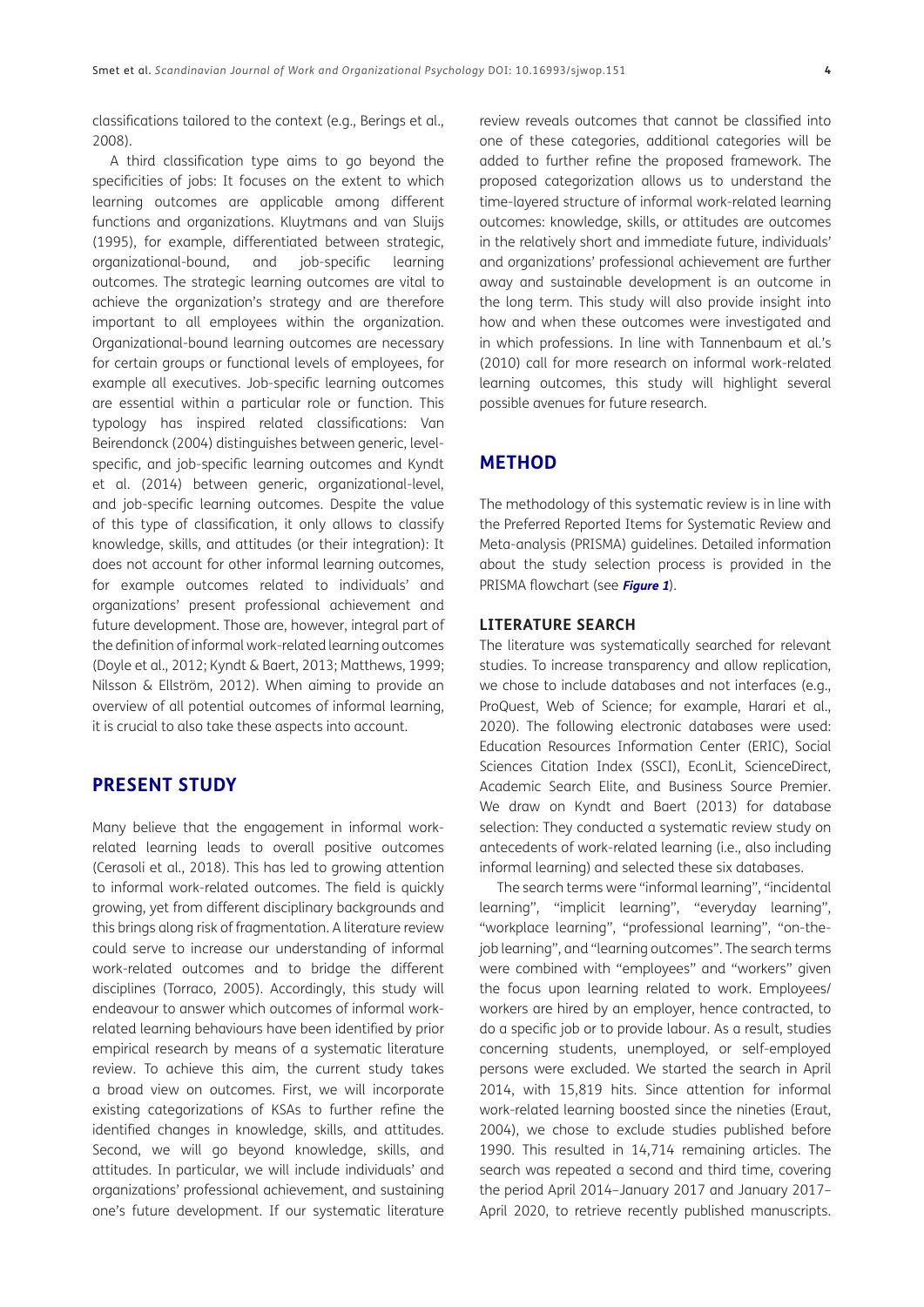classifications tailored to the context (e.g., Berings et al., 2008).

A third classification type aims to go beyond the specificities of jobs: It focuses on the extent to which learning outcomes are applicable among different functions and organizations. Kluytmans and van Sluijs (1995), for example, differentiated between strategic, organizational-bound, and job-specific learning outcomes. The strategic learning outcomes are vital to achieve the organization's strategy and are therefore important to all employees within the organization. Organizational-bound learning outcomes are necessary for certain groups or functional levels of employees, for example all executives. Job-specific learning outcomes are essential within a particular role or function. This typology has inspired related classifications: Van Beirendonck (2004) distinguishes between generic, level-specific, and job-specific learning outcomes and Kyndt et al. (2014) between generic, organizational-level, and job-specific learning outcomes. Despite the value of this type of classification, it only allows to classify knowledge, skills, and attitudes (or their integration): It does not account for other informal learning outcomes, for example outcomes related to individuals' and organizations' present professional achievement and future development. Those are, however, integral part of the definition of informal work-related learning outcomes (Doyle et al., 2012; Kyndt & Baert, 2013; Matthews, 1999; Nilsson & Ellström, 2012). When aiming to provide an overview of all potential outcomes of informal learning, it is crucial to also take these aspects into account.

## PRESENT STUDY

Many believe that the engagement in informal work-related learning leads to overall positive outcomes (Cerasoli et al., 2018). This has led to growing attention to informal work-related outcomes. The field is quickly growing, yet from different disciplinary backgrounds and this brings along risk of fragmentation. A literature review could serve to increase our understanding of informal work-related outcomes and to bridge the different disciplines (Torraco, 2005). Accordingly, this study will endeavour to answer which outcomes of informal work-related learning behaviours have been identified by prior empirical research by means of a systematic literature review. To achieve this aim, the current study takes a broad view on outcomes. First, we will incorporate existing categorizations of KSAs to further refine the identified changes in knowledge, skills, and attitudes. Second, we will go beyond knowledge, skills, and attitudes. In particular, we will include individuals' and organizations' professional achievement, and sustaining one's future development. If our systematic literature review reveals outcomes that cannot be classified into one of these categories, additional categories will be added to further refine the proposed framework. The proposed categorization allows us to understand the time-layered structure of informal work-related learning outcomes: knowledge, skills, or attitudes are outcomes in the relatively short and immediate future, individuals' and organizations' professional achievement are further away and sustainable development is an outcome in the long term. This study will also provide insight into how and when these outcomes were investigated and in which professions. In line with Tannenbaum et al.'s (2010) call for more research on informal work-related learning outcomes, this study will highlight several possible avenues for future research.

## METHOD

The methodology of this systematic review is in line with the Preferred Reported Items for Systematic Review and Meta-analysis (PRISMA) guidelines. Detailed information about the study selection process is provided in the PRISMA flowchart (see ***Figure 1***).

### LITERATURE SEARCH

The literature was systematically searched for relevant studies. To increase transparency and allow replication, we chose to include databases and not interfaces (e.g., ProQuest, Web of Science; for example, Harari et al., 2020). The following electronic databases were used: Education Resources Information Center (ERIC), Social Sciences Citation Index (SSCI), EconLit, ScienceDirect, Academic Search Elite, and Business Source Premier. We draw on Kyndt and Baert (2013) for database selection: They conducted a systematic review study on antecedents of work-related learning (i.e., also including informal learning) and selected these six databases.

The search terms were "informal learning", "incidental learning", "implicit learning", "everyday learning", "workplace learning", "professional learning", "on-the-job learning", and "learning outcomes". The search terms were combined with "employees" and "workers" given the focus upon learning related to work. Employees/workers are hired by an employer, hence contracted, to do a specific job or to provide labour. As a result, studies concerning students, unemployed, or self-employed persons were excluded. We started the search in April 2014, with 15,819 hits. Since attention for informal work-related learning boosted since the nineties (Eraut, 2004), we chose to exclude studies published before 1990. This resulted in 14,714 remaining articles. The search was repeated a second and third time, covering the period April 2014–January 2017 and January 2017–April 2020, to retrieve recently published manuscripts.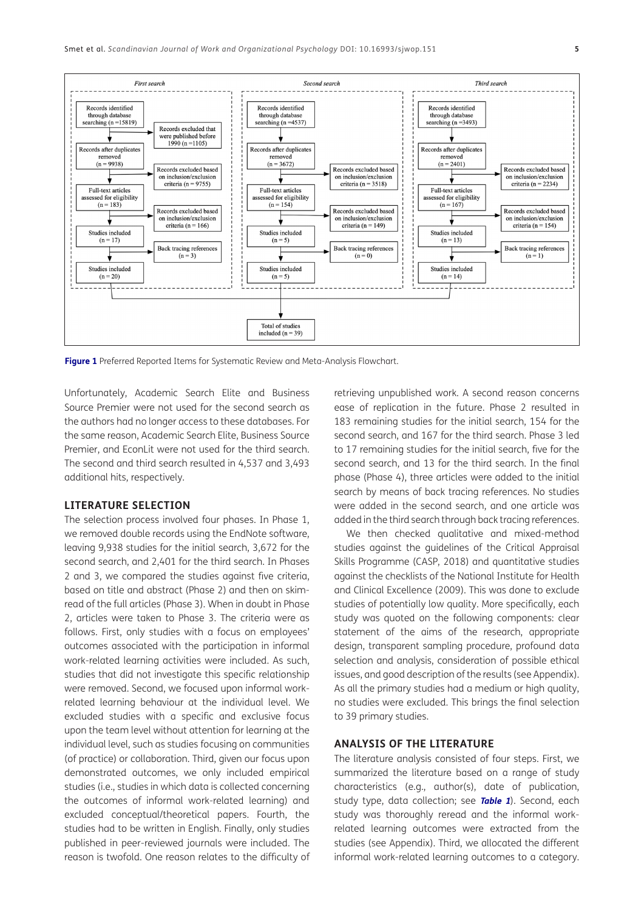First search

Records identified through database searching (n =15819)

Records excluded that were published before 1990 (n =1105)

Records after duplicates removed (n = 9938)

Records excluded based on inclusion/exclusion criteria (n = 9755)

Full-text articles assessed for eligibility (n = 183)

Records excluded based on inclusion/exclusion criteria (n = 166)

Studies included (n = 17)

Back tracing references (n = 3)

Studies included (n = 20)

Second search

Records identified through database searching (n =4537)

Records after duplicates removed (n = 3672)

Records excluded based on inclusion/exclusion criteria (n = 3518)

Full-text articles assessed for eligibility (n = 154)

Records excluded based on inclusion/exclusion criteria (n = 149)

Studies included (n = 5)

Back tracing references (n = 0)

Studies included (n = 5)

Third search

Records identified through database searching (n =3493)

Records after duplicates removed (n = 2401)

Records excluded based on inclusion/exclusion criteria (n = 2234)

Full-text articles assessed for eligibility (n = 167)

Records excluded based on inclusion/exclusion criteria (n = 154)

Studies included (n = 13)

Back tracing references (n = 1)

Studies included (n = 14)

Total of studies included (n = 39)

**Figure 1** Preferred Reported Items for Systematic Review and Meta-Analysis Flowchart.

Unfortunately, Academic Search Elite and Business Source Premier were not used for the second search as the authors had no longer access to these databases. For the same reason, Academic Search Elite, Business Source Premier, and EconLit were not used for the third search. The second and third search resulted in 4,537 and 3,493 additional hits, respectively.

## LITERATURE SELECTION

The selection process involved four phases. In Phase 1, we removed double records using the EndNote software, leaving 9,938 studies for the initial search, 3,672 for the second search, and 2,401 for the third search. In Phases 2 and 3, we compared the studies against five criteria, based on title and abstract (Phase 2) and then on skim-read of the full articles (Phase 3). When in doubt in Phase 2, articles were taken to Phase 3. The criteria were as follows. First, only studies with a focus on employees' outcomes associated with the participation in informal work-related learning activities were included. As such, studies that did not investigate this specific relationship were removed. Second, we focused upon informal work-related learning behaviour at the individual level. We excluded studies with a specific and exclusive focus upon the team level without attention for learning at the individual level, such as studies focusing on communities (of practice) or collaboration. Third, given our focus upon demonstrated outcomes, we only included empirical studies (i.e., studies in which data is collected concerning the outcomes of informal work-related learning) and excluded conceptual/theoretical papers. Fourth, the studies had to be written in English. Finally, only studies published in peer-reviewed journals were included. The reason is twofold. One reason relates to the difficulty of retrieving unpublished work. A second reason concerns ease of replication in the future. Phase 2 resulted in 183 remaining studies for the initial search, 154 for the second search, and 167 for the third search. Phase 3 led to 17 remaining studies for the initial search, five for the second search, and 13 for the third search. In the final phase (Phase 4), three articles were added to the initial search by means of back tracing references. No studies were added in the second search, and one article was added in the third search through back tracing references.

We then checked qualitative and mixed-method studies against the guidelines of the Critical Appraisal Skills Programme (CASP, 2018) and quantitative studies against the checklists of the National Institute for Health and Clinical Excellence (2009). This was done to exclude studies of potentially low quality. More specifically, each study was quoted on the following components: clear statement of the aims of the research, appropriate design, transparent sampling procedure, profound data selection and analysis, consideration of possible ethical issues, and good description of the results (see Appendix). As all the primary studies had a medium or high quality, no studies were excluded. This brings the final selection to 39 primary studies.

## ANALYSIS OF THE LITERATURE

The literature analysis consisted of four steps. First, we summarized the literature based on a range of study characteristics (e.g., author(s), date of publication, study type, data collection; see ***Table 1***). Second, each study was thoroughly reread and the informal work-related learning outcomes were extracted from the studies (see Appendix). Third, we allocated the different informal work-related learning outcomes to a category.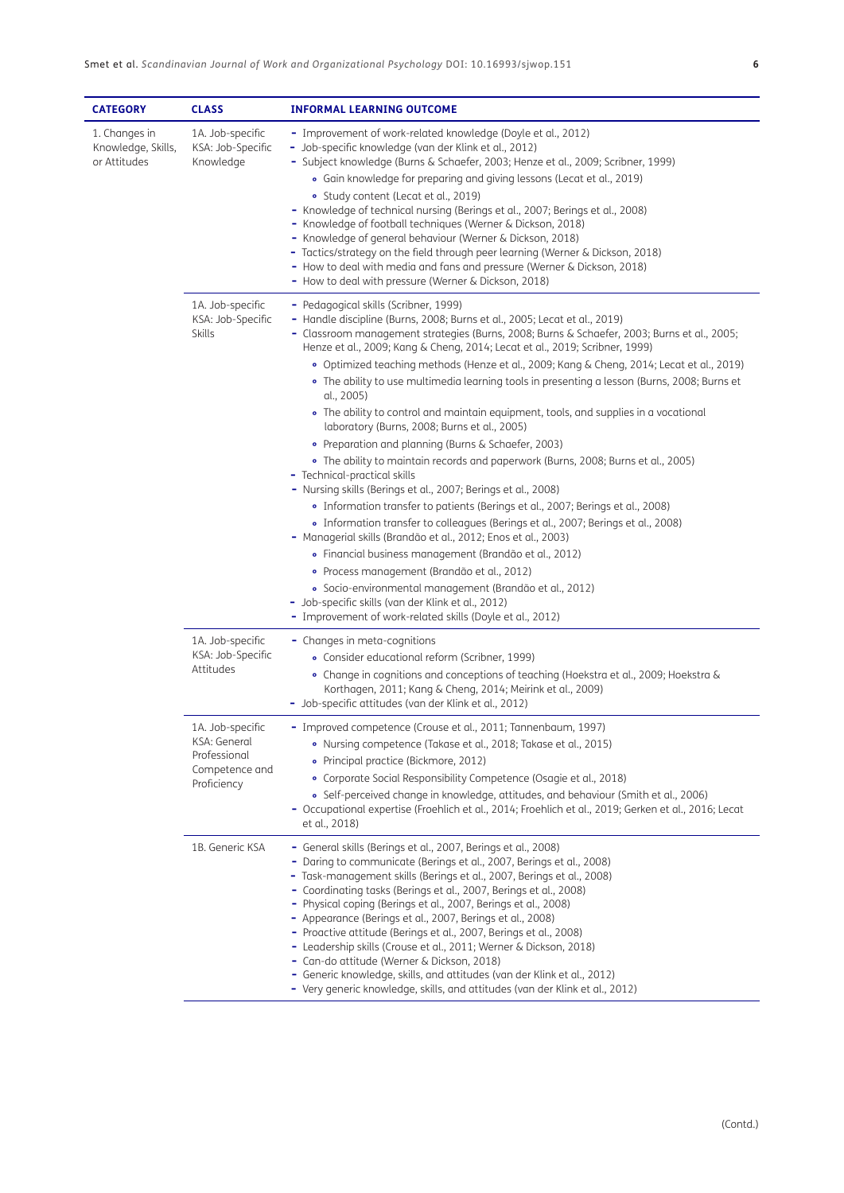| CATEGORY | CLASS | INFORMAL LEARNING OUTCOME |
|---|---|---|
| 1. Changes in Knowledge, Skills, or Attitudes | 1A. Job-specific KSA: Job-Specific Knowledge | - Improvement of work-related knowledge (Doyle et al., 2012)<br>- Job-specific knowledge (van der Klink et al., 2012)<br>- Subject knowledge (Burns & Schaefer, 2003; Henze et al., 2009; Scribner, 1999)<br>&nbsp;&nbsp;• Gain knowledge for preparing and giving lessons (Lecat et al., 2019)<br>&nbsp;&nbsp;• Study content (Lecat et al., 2019)<br>- Knowledge of technical nursing (Berings et al., 2007; Berings et al., 2008)<br>- Knowledge of football techniques (Werner & Dickson, 2018)<br>- Knowledge of general behaviour (Werner & Dickson, 2018)<br>- Tactics/strategy on the field through peer learning (Werner & Dickson, 2018)<br>- How to deal with media and fans and pressure (Werner & Dickson, 2018)<br>- How to deal with pressure (Werner & Dickson, 2018) |
| | 1A. Job-specific KSA: Job-Specific Skills | - Pedagogical skills (Scribner, 1999)<br>- Handle discipline (Burns, 2008; Burns et al., 2005; Lecat et al., 2019)<br>- Classroom management strategies (Burns, 2008; Burns & Schaefer, 2003; Burns et al., 2005; Henze et al., 2009; Kang & Cheng, 2014; Lecat et al., 2019; Scribner, 1999)<br>&nbsp;&nbsp;• Optimized teaching methods (Henze et al., 2009; Kang & Cheng, 2014; Lecat et al., 2019)<br>&nbsp;&nbsp;• The ability to use multimedia learning tools in presenting a lesson (Burns, 2008; Burns et al., 2005)<br>&nbsp;&nbsp;• The ability to control and maintain equipment, tools, and supplies in a vocational laboratory (Burns, 2008; Burns et al., 2005)<br>&nbsp;&nbsp;• Preparation and planning (Burns & Schaefer, 2003)<br>&nbsp;&nbsp;• The ability to maintain records and paperwork (Burns, 2008; Burns et al., 2005)<br>- Technical-practical skills<br>- Nursing skills (Berings et al., 2007; Berings et al., 2008)<br>&nbsp;&nbsp;• Information transfer to patients (Berings et al., 2007; Berings et al., 2008)<br>&nbsp;&nbsp;• Information transfer to colleagues (Berings et al., 2007; Berings et al., 2008)<br>- Managerial skills (Brandão et al., 2012; Enos et al., 2003)<br>&nbsp;&nbsp;• Financial business management (Brandão et al., 2012)<br>&nbsp;&nbsp;• Process management (Brandão et al., 2012)<br>&nbsp;&nbsp;• Socio-environmental management (Brandão et al., 2012)<br>- Job-specific skills (van der Klink et al., 2012)<br>- Improvement of work-related skills (Doyle et al., 2012) |
| | 1A. Job-specific KSA: Job-Specific Attitudes | - Changes in meta-cognitions<br>&nbsp;&nbsp;• Consider educational reform (Scribner, 1999)<br>&nbsp;&nbsp;• Change in cognitions and conceptions of teaching (Hoekstra et al., 2009; Hoekstra & Korthagen, 2011; Kang & Cheng, 2014; Meirink et al., 2009)<br>- Job-specific attitudes (van der Klink et al., 2012) |
| | 1A. Job-specific KSA: General Professional Competence and Proficiency | - Improved competence (Crouse et al., 2011; Tannenbaum, 1997)<br>&nbsp;&nbsp;• Nursing competence (Takase et al., 2018; Takase et al., 2015)<br>&nbsp;&nbsp;• Principal practice (Bickmore, 2012)<br>&nbsp;&nbsp;• Corporate Social Responsibility Competence (Osagie et al., 2018)<br>&nbsp;&nbsp;• Self-perceived change in knowledge, attitudes, and behaviour (Smith et al., 2006)<br>- Occupational expertise (Froehlich et al., 2014; Froehlich et al., 2019; Gerken et al., 2016; Lecat et al., 2018) |
| | 1B. Generic KSA | - General skills (Berings et al., 2007, Berings et al., 2008)<br>- Daring to communicate (Berings et al., 2007, Berings et al., 2008)<br>- Task-management skills (Berings et al., 2007, Berings et al., 2008)<br>- Coordinating tasks (Berings et al., 2007, Berings et al., 2008)<br>- Physical coping (Berings et al., 2007, Berings et al., 2008)<br>- Appearance (Berings et al., 2007, Berings et al., 2008)<br>- Proactive attitude (Berings et al., 2007, Berings et al., 2008)<br>- Leadership skills (Crouse et al., 2011; Werner & Dickson, 2018)<br>- Can-do attitude (Werner & Dickson, 2018)<br>- Generic knowledge, skills, and attitudes (van der Klink et al., 2012)<br>- Very generic knowledge, skills, and attitudes (van der Klink et al., 2012) |

(Contd.)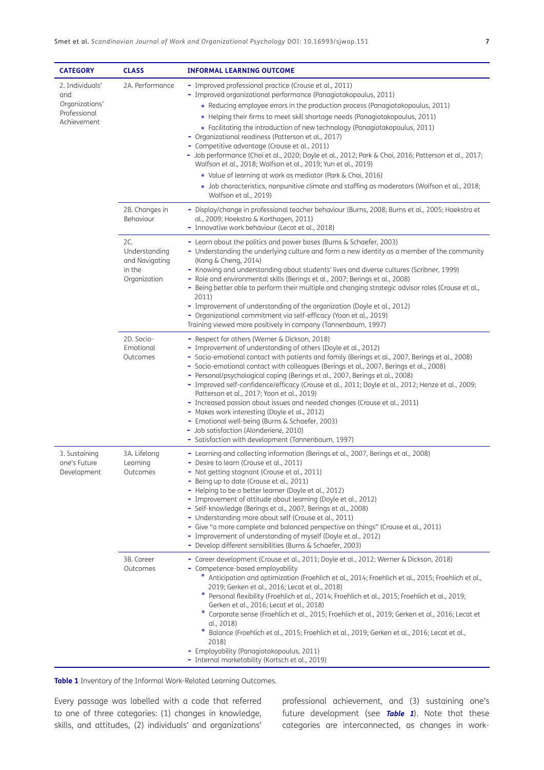| CATEGORY | CLASS | INFORMAL LEARNING OUTCOME |
|---|---|---|
| 2. Individuals' and Organizations' Professional Achievement | 2A. Performance | - Improved professional practice (Crouse et al., 2011)<br>- Improved organizational performance (Panagiotakopoulus, 2011)<br>  • Reducing employee errors in the production process (Panagiotakopoulus, 2011)<br>  • Helping their firms to meet skill shortage needs (Panagiotakopoulus, 2011)<br>  • Facilitating the introduction of new technology (Panagiotakopoulus, 2011)<br>- Organizational readiness (Patterson et al., 2017)<br>- Competitive advantage (Crouse et al., 2011)<br>- Job performance (Choi et al., 2020; Doyle et al., 2012; Park & Choi, 2016; Patterson et al., 2017; Wolfson et al., 2018; Wolfson et al., 2019; Yun et al., 2019)<br>  • Value of learning at work as mediator (Park & Choi, 2016)<br>  • Job characteristics, nonpunitive climate and staffing as moderators (Wolfson et al., 2018; Wolfson et al., 2019) |
| | 2B. Changes in Behaviour | - Display/change in professional teacher behaviour (Burns, 2008; Burns et al., 2005; Hoekstra et al., 2009; Hoekstra & Korthagen, 2011)<br>- Innovative work behaviour (Lecat et al., 2018) |
| | 2C. Understanding and Navigating in the Organization | - Learn about the politics and power bases (Burns & Schaefer, 2003)<br>- Understanding the underlying culture and form a new identity as a member of the community (Kang & Cheng, 2014)<br>- Knowing and understanding about students' lives and diverse cultures (Scribner, 1999)<br>- Role and environmental skills (Berings et al., 2007; Berings et al., 2008)<br>- Being better able to perform their multiple and changing strategic advisor roles (Crouse et al., 2011)<br>- Improvement of understanding of the organization (Doyle et al., 2012)<br>- Organizational commitment via self-efficacy (Yoon et al., 2019)<br>Training viewed more positively in company (Tannenbaum, 1997) |
| | 2D. Socio-Emotional Outcomes | - Respect for others (Werner & Dickson, 2018)<br>- Improvement of understanding of others (Doyle et al., 2012)<br>- Socio-emotional contact with patients and family (Berings et al., 2007, Berings et al., 2008)<br>- Socio-emotional contact with colleagues (Berings et al., 2007, Berings et al., 2008)<br>- Personal/psychological coping (Berings et al., 2007, Berings et al., 2008)<br>- Improved self-confidence/efficacy (Crouse et al., 2011; Doyle et al., 2012; Henze et al., 2009; Patterson et al., 2017; Yoon et al., 2019)<br>- Increased passion about issues and needed changes (Crouse et al., 2011)<br>- Makes work interesting (Doyle et al., 2012)<br>- Emotional well-being (Burns & Schaefer, 2003)<br>- Job satisfaction (Alonderienė, 2010)<br>- Satisfaction with development (Tannenbaum, 1997) |
| 3. Sustaining one's Future Development | 3A. Lifelong Learning Outcomes | - Learning and collecting information (Berings et al., 2007, Berings et al., 2008)<br>- Desire to learn (Crouse et al., 2011)<br>- Not getting stagnant (Crouse et al., 2011)<br>- Being up to date (Crouse et al., 2011)<br>- Helping to be a better learner (Doyle et al., 2012)<br>- Improvement of attitude about learning (Doyle et al., 2012)<br>- Self-knowledge (Berings et al., 2007, Berings et al., 2008)<br>- Understanding more about self (Crouse et al., 2011)<br>- Give "a more complete and balanced perspective on things" (Crouse et al., 2011)<br>- Improvement of understanding of myself (Doyle et al., 2012)<br>- Develop different sensibilities (Burns & Schaefer, 2003) |
| | 3B. Career Outcomes | - Career development (Crouse et al., 2011; Doyle et al., 2012; Werner & Dickson, 2018)<br>- Competence-based employability<br>  ° Anticipation and optimization (Froehlich et al., 2014; Froehlich et al., 2015; Froehlich et al., 2019; Gerken et al., 2016; Lecat et al., 2018)<br>  ° Personal flexibility (Froehlich et al., 2014; Froehlich et al., 2015; Froehlich et al., 2019; Gerken et al., 2016; Lecat et al., 2018)<br>  ° Corporate sense (Froehlich et al., 2015; Froehlich et al., 2019; Gerken et al., 2016; Lecat et al., 2018)<br>  ° Balance (Froehlich et al., 2015; Froehlich et al., 2019; Gerken et al., 2016; Lecat et al., 2018)<br>- Employability (Panagiotakopoulus, 2011)<br>- Internal marketability (Kortsch et al., 2019) |

**Table 1** Inventory of the Informal Work-Related Learning Outcomes.

Every passage was labelled with a code that referred to one of three categories: (1) changes in knowledge, skills, and attitudes, (2) individuals' and organizations' professional achievement, and (3) sustaining one's future development (see ***Table 1***). Note that these categories are interconnected, as changes in work-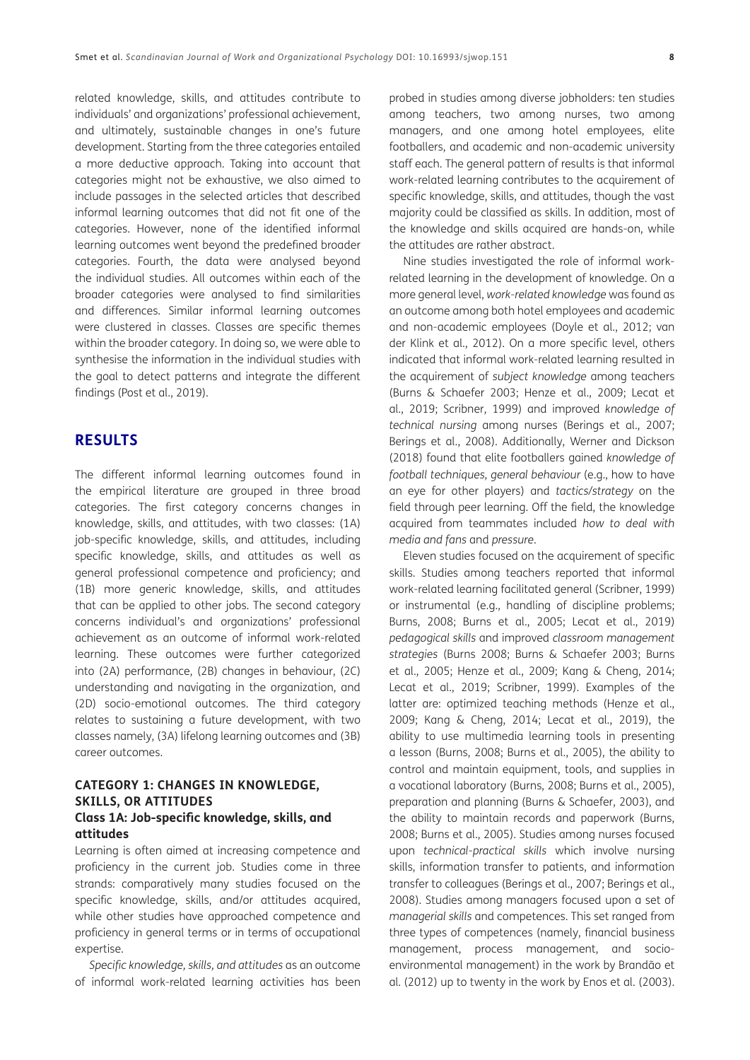related knowledge, skills, and attitudes contribute to individuals' and organizations' professional achievement, and ultimately, sustainable changes in one's future development. Starting from the three categories entailed a more deductive approach. Taking into account that categories might not be exhaustive, we also aimed to include passages in the selected articles that described informal learning outcomes that did not fit one of the categories. However, none of the identified informal learning outcomes went beyond the predefined broader categories. Fourth, the data were analysed beyond the individual studies. All outcomes within each of the broader categories were analysed to find similarities and differences. Similar informal learning outcomes were clustered in classes. Classes are specific themes within the broader category. In doing so, we were able to synthesise the information in the individual studies with the goal to detect patterns and integrate the different findings (Post et al., 2019).

## RESULTS

The different informal learning outcomes found in the empirical literature are grouped in three broad categories. The first category concerns changes in knowledge, skills, and attitudes, with two classes: (1A) job-specific knowledge, skills, and attitudes, including specific knowledge, skills, and attitudes as well as general professional competence and proficiency; and (1B) more generic knowledge, skills, and attitudes that can be applied to other jobs. The second category concerns individual's and organizations' professional achievement as an outcome of informal work-related learning. These outcomes were further categorized into (2A) performance, (2B) changes in behaviour, (2C) understanding and navigating in the organization, and (2D) socio-emotional outcomes. The third category relates to sustaining a future development, with two classes namely, (3A) lifelong learning outcomes and (3B) career outcomes.

### CATEGORY 1: CHANGES IN KNOWLEDGE, SKILLS, OR ATTITUDES

#### Class 1A: Job-specific knowledge, skills, and attitudes

Learning is often aimed at increasing competence and proficiency in the current job. Studies come in three strands: comparatively many studies focused on the specific knowledge, skills, and/or attitudes acquired, while other studies have approached competence and proficiency in general terms or in terms of occupational expertise.

*Specific knowledge, skills, and attitudes* as an outcome of informal work-related learning activities has been probed in studies among diverse jobholders: ten studies among teachers, two among nurses, two among managers, and one among hotel employees, elite footballers, and academic and non-academic university staff each. The general pattern of results is that informal work-related learning contributes to the acquirement of specific knowledge, skills, and attitudes, though the vast majority could be classified as skills. In addition, most of the knowledge and skills acquired are hands-on, while the attitudes are rather abstract.

Nine studies investigated the role of informal work-related learning in the development of knowledge. On a more general level, *work-related knowledge* was found as an outcome among both hotel employees and academic and non-academic employees (Doyle et al., 2012; van der Klink et al., 2012). On a more specific level, others indicated that informal work-related learning resulted in the acquirement of *subject knowledge* among teachers (Burns & Schaefer 2003; Henze et al., 2009; Lecat et al., 2019; Scribner, 1999) and improved *knowledge of technical nursing* among nurses (Berings et al., 2007; Berings et al., 2008). Additionally, Werner and Dickson (2018) found that elite footballers gained *knowledge of football techniques, general behaviour* (e.g., how to have an eye for other players) and *tactics/strategy* on the field through peer learning. Off the field, the knowledge acquired from teammates included *how to deal with media and fans* and *pressure*.

Eleven studies focused on the acquirement of specific skills. Studies among teachers reported that informal work-related learning facilitated general (Scribner, 1999) or instrumental (e.g., handling of discipline problems; Burns, 2008; Burns et al., 2005; Lecat et al., 2019) *pedagogical skills* and improved *classroom management strategies* (Burns 2008; Burns & Schaefer 2003; Burns et al., 2005; Henze et al., 2009; Kang & Cheng, 2014; Lecat et al., 2019; Scribner, 1999). Examples of the latter are: optimized teaching methods (Henze et al., 2009; Kang & Cheng, 2014; Lecat et al., 2019), the ability to use multimedia learning tools in presenting a lesson (Burns, 2008; Burns et al., 2005), the ability to control and maintain equipment, tools, and supplies in a vocational laboratory (Burns, 2008; Burns et al., 2005), preparation and planning (Burns & Schaefer, 2003), and the ability to maintain records and paperwork (Burns, 2008; Burns et al., 2005). Studies among nurses focused upon *technical-practical skills* which involve nursing skills, information transfer to patients, and information transfer to colleagues (Berings et al., 2007; Berings et al., 2008). Studies among managers focused upon a set of *managerial skills* and competences. This set ranged from three types of competences (namely, financial business management, process management, and socio-environmental management) in the work by Brandão et al. (2012) up to twenty in the work by Enos et al. (2003).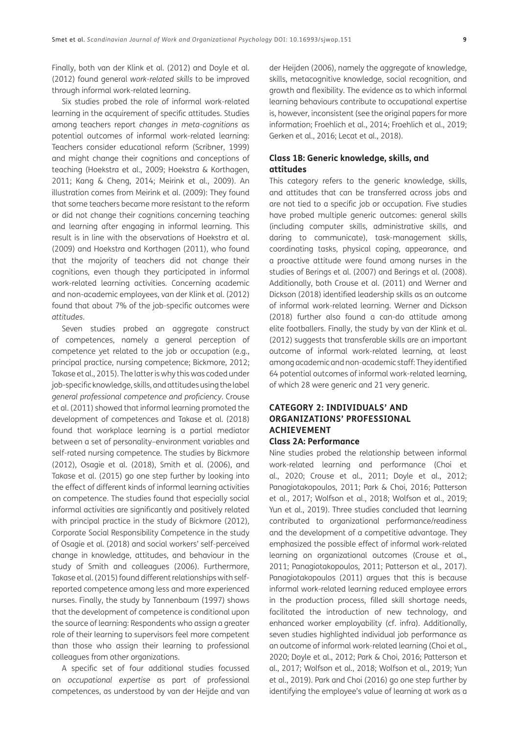Finally, both van der Klink et al. (2012) and Doyle et al. (2012) found general *work-related skills* to be improved through informal work-related learning.

Six studies probed the role of informal work-related learning in the acquirement of specific attitudes. Studies among teachers report *changes in meta-cognitions* as potential outcomes of informal work-related learning: Teachers consider educational reform (Scribner, 1999) and might change their cognitions and conceptions of teaching (Hoekstra et al., 2009; Hoekstra & Korthagen, 2011; Kang & Cheng, 2014; Meirink et al., 2009). An illustration comes from Meirink et al. (2009): They found that some teachers became more resistant to the reform or did not change their cognitions concerning teaching and learning after engaging in informal learning. This result is in line with the observations of Hoekstra et al. (2009) and Hoekstra and Korthagen (2011), who found that the majority of teachers did not change their cognitions, even though they participated in informal work-related learning activities. Concerning academic and non-academic employees, van der Klink et al. (2012) found that about 7% of the job-specific outcomes were *attitudes*.

Seven studies probed an aggregate construct of competences, namely a general perception of competence yet related to the job or occupation (e.g., principal practice, nursing competence; Bickmore, 2012; Takase et al., 2015). The latter is why this was coded under job-specific knowledge, skills, and attitudes using the label *general professional competence and proficiency*. Crouse et al. (2011) showed that informal learning promoted the development of competences and Takase et al. (2018) found that workplace learning is a partial mediator between a set of personality–environment variables and self-rated nursing competence. The studies by Bickmore (2012), Osagie et al. (2018), Smith et al. (2006), and Takase et al. (2015) go one step further by looking into the effect of different kinds of informal learning activities on competence. The studies found that especially social informal activities are significantly and positively related with principal practice in the study of Bickmore (2012), Corporate Social Responsibility Competence in the study of Osagie et al. (2018) and social workers' self-perceived change in knowledge, attitudes, and behaviour in the study of Smith and colleagues (2006). Furthermore, Takase et al. (2015) found different relationships with self-reported competence among less and more experienced nurses. Finally, the study by Tannenbaum (1997) shows that the development of competence is conditional upon the source of learning: Respondents who assign a greater role of their learning to supervisors feel more competent than those who assign their learning to professional colleagues from other organizations.

A specific set of four additional studies focussed on *occupational expertise* as part of professional competences, as understood by van der Heijde and van der Heijden (2006), namely the aggregate of knowledge, skills, metacognitive knowledge, social recognition, and growth and flexibility. The evidence as to which informal learning behaviours contribute to occupational expertise is, however, inconsistent (see the original papers for more information; Froehlich et al., 2014; Froehlich et al., 2019; Gerken et al., 2016; Lecat et al., 2018).

### Class 1B: Generic knowledge, skills, and attitudes

This category refers to the generic knowledge, skills, and attitudes that can be transferred across jobs and are not tied to a specific job or occupation. Five studies have probed multiple generic outcomes: general skills (including computer skills, administrative skills, and daring to communicate), task-management skills, coordinating tasks, physical coping, appearance, and a proactive attitude were found among nurses in the studies of Berings et al. (2007) and Berings et al. (2008). Additionally, both Crouse et al. (2011) and Werner and Dickson (2018) identified leadership skills as an outcome of informal work-related learning. Werner and Dickson (2018) further also found a can-do attitude among elite footballers. Finally, the study by van der Klink et al. (2012) suggests that transferable skills are an important outcome of informal work-related learning, at least among academic and non-academic staff: They identified 64 potential outcomes of informal work-related learning, of which 28 were generic and 21 very generic.

## CATEGORY 2: INDIVIDUALS' AND ORGANIZATIONS' PROFESSIONAL ACHIEVEMENT

### Class 2A: Performance

Nine studies probed the relationship between informal work-related learning and performance (Choi et al., 2020; Crouse et al., 2011; Doyle et al., 2012; Panagiotakopoulos, 2011; Park & Choi, 2016; Patterson et al., 2017; Wolfson et al., 2018; Wolfson et al., 2019; Yun et al., 2019). Three studies concluded that learning contributed to organizational performance/readiness and the development of a competitive advantage. They emphasized the possible effect of informal work-related learning on organizational outcomes (Crouse et al., 2011; Panagiotakopoulos, 2011; Patterson et al., 2017). Panagiotakopoulos (2011) argues that this is because informal work-related learning reduced employee errors in the production process, filled skill shortage needs, facilitated the introduction of new technology, and enhanced worker employability (cf. infra). Additionally, seven studies highlighted individual job performance as an outcome of informal work-related learning (Choi et al., 2020; Doyle et al., 2012; Park & Choi, 2016; Patterson et al., 2017; Wolfson et al., 2018; Wolfson et al., 2019; Yun et al., 2019). Park and Choi (2016) go one step further by identifying the employee's value of learning at work as a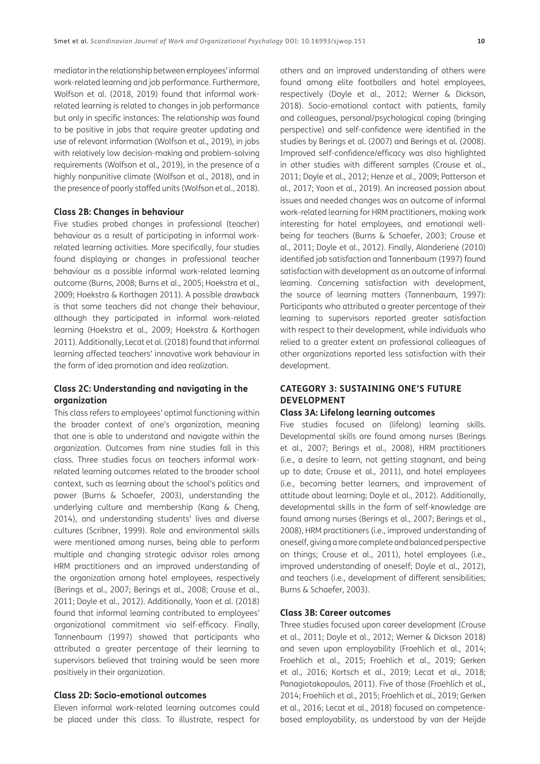mediator in the relationship between employees' informal work-related learning and job performance. Furthermore, Wolfson et al. (2018, 2019) found that informal work-related learning is related to changes in job performance but only in specific instances: The relationship was found to be positive in jobs that require greater updating and use of relevant information (Wolfson et al., 2019), in jobs with relatively low decision-making and problem-solving requirements (Wolfson et al., 2019), in the presence of a highly nonpunitive climate (Wolfson et al., 2018), and in the presence of poorly staffed units (Wolfson et al., 2018).

### Class 2B: Changes in behaviour

Five studies probed changes in professional (teacher) behaviour as a result of participating in informal work-related learning activities. More specifically, four studies found displaying or changes in professional teacher behaviour as a possible informal work-related learning outcome (Burns, 2008; Burns et al., 2005; Hoekstra et al., 2009; Hoekstra & Korthagen 2011). A possible drawback is that some teachers did not change their behaviour, although they participated in informal work-related learning (Hoekstra et al., 2009; Hoekstra & Korthagen 2011). Additionally, Lecat et al. (2018) found that informal learning affected teachers' innovative work behaviour in the form of idea promotion and idea realization.

### Class 2C: Understanding and navigating in the organization

This class refers to employees' optimal functioning within the broader context of one's organization, meaning that one is able to understand and navigate within the organization. Outcomes from nine studies fall in this class. Three studies focus on teachers informal work-related learning outcomes related to the broader school context, such as learning about the school's politics and power (Burns & Schaefer, 2003), understanding the underlying culture and membership (Kang & Cheng, 2014), and understanding students' lives and diverse cultures (Scribner, 1999). Role and environmental skills were mentioned among nurses, being able to perform multiple and changing strategic advisor roles among HRM practitioners and an improved understanding of the organization among hotel employees, respectively (Berings et al., 2007; Berings et al., 2008; Crouse et al., 2011; Doyle et al., 2012). Additionally, Yoon et al. (2018) found that informal learning contributed to employees' organizational commitment via self-efficacy. Finally, Tannenbaum (1997) showed that participants who attributed a greater percentage of their learning to supervisors believed that training would be seen more positively in their organization.

### Class 2D: Socio-emotional outcomes

Eleven informal work-related learning outcomes could be placed under this class. To illustrate, respect for others and an improved understanding of others were found among elite footballers and hotel employees, respectively (Doyle et al., 2012; Werner & Dickson, 2018). Socio-emotional contact with patients, family and colleagues, personal/psychological coping (bringing perspective) and self-confidence were identified in the studies by Berings et al. (2007) and Berings et al. (2008). Improved self-confidence/efficacy was also highlighted in other studies with different samples (Crouse et al., 2011; Doyle et al., 2012; Henze et al., 2009; Patterson et al., 2017; Yoon et al., 2019). An increased passion about issues and needed changes was an outcome of informal work-related learning for HRM practitioners, making work interesting for hotel employees, and emotional well-being for teachers (Burns & Schaefer, 2003; Crouse et al., 2011; Doyle et al., 2012). Finally, Alonderienė (2010) identified job satisfaction and Tannenbaum (1997) found satisfaction with development as an outcome of informal learning. Concerning satisfaction with development, the source of learning matters (Tannenbaum, 1997): Participants who attributed a greater percentage of their learning to supervisors reported greater satisfaction with respect to their development, while individuals who relied to a greater extent on professional colleagues of other organizations reported less satisfaction with their development.

## CATEGORY 3: SUSTAINING ONE'S FUTURE DEVELOPMENT

### Class 3A: Lifelong learning outcomes

Five studies focused on (lifelong) learning skills. Developmental skills are found among nurses (Berings et al., 2007; Berings et al., 2008), HRM practitioners (i.e., a desire to learn, not getting stagnant, and being up to date; Crouse et al., 2011), and hotel employees (i.e., becoming better learners, and improvement of attitude about learning; Doyle et al., 2012). Additionally, developmental skills in the form of self-knowledge are found among nurses (Berings et al., 2007; Berings et al., 2008), HRM practitioners (i.e., improved understanding of oneself, giving a more complete and balanced perspective on things; Crouse et al., 2011), hotel employees (i.e., improved understanding of oneself; Doyle et al., 2012), and teachers (i.e., development of different sensibilities; Burns & Schaefer, 2003).

### Class 3B: Career outcomes

Three studies focused upon career development (Crouse et al., 2011; Doyle et al., 2012; Werner & Dickson 2018) and seven upon employability (Froehlich et al., 2014; Froehlich et al., 2015; Froehlich et al., 2019; Gerken et al., 2016; Kortsch et al., 2019; Lecat et al., 2018; Panagiotakopoulos, 2011). Five of those (Froehlich et al., 2014; Froehlich et al., 2015; Froehlich et al., 2019; Gerken et al., 2016; Lecat et al., 2018) focused on competence-based employability, as understood by van der Heijde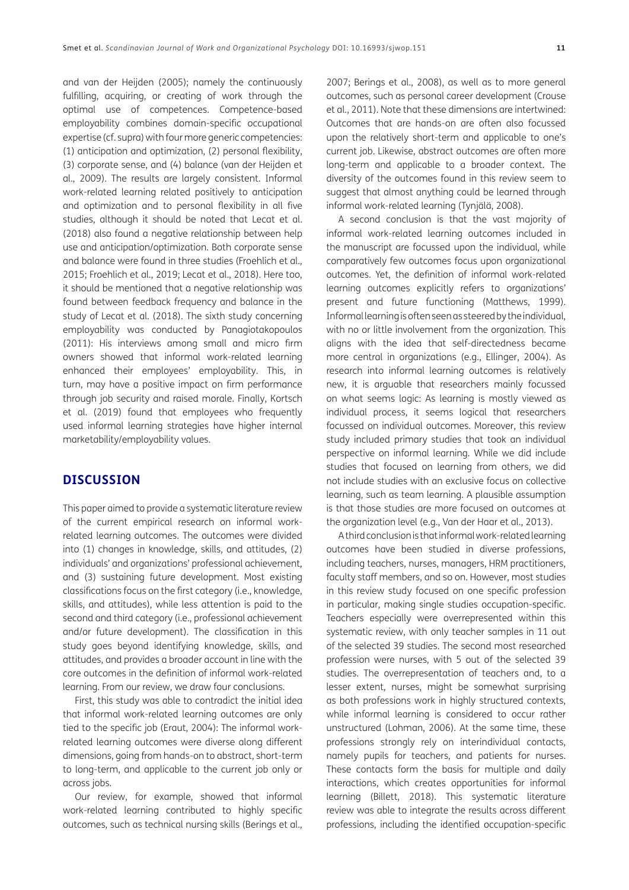and van der Heijden (2005); namely the continuously fulfilling, acquiring, or creating of work through the optimal use of competences. Competence-based employability combines domain-specific occupational expertise (cf. supra) with four more generic competencies: (1) anticipation and optimization, (2) personal flexibility, (3) corporate sense, and (4) balance (van der Heijden et al., 2009). The results are largely consistent. Informal work-related learning related positively to anticipation and optimization and to personal flexibility in all five studies, although it should be noted that Lecat et al. (2018) also found a negative relationship between help use and anticipation/optimization. Both corporate sense and balance were found in three studies (Froehlich et al., 2015; Froehlich et al., 2019; Lecat et al., 2018). Here too, it should be mentioned that a negative relationship was found between feedback frequency and balance in the study of Lecat et al. (2018). The sixth study concerning employability was conducted by Panagiotakopoulos (2011): His interviews among small and micro firm owners showed that informal work-related learning enhanced their employees' employability. This, in turn, may have a positive impact on firm performance through job security and raised morale. Finally, Kortsch et al. (2019) found that employees who frequently used informal learning strategies have higher internal marketability/employability values.

## DISCUSSION

This paper aimed to provide a systematic literature review of the current empirical research on informal work-related learning outcomes. The outcomes were divided into (1) changes in knowledge, skills, and attitudes, (2) individuals' and organizations' professional achievement, and (3) sustaining future development. Most existing classifications focus on the first category (i.e., knowledge, skills, and attitudes), while less attention is paid to the second and third category (i.e., professional achievement and/or future development). The classification in this study goes beyond identifying knowledge, skills, and attitudes, and provides a broader account in line with the core outcomes in the definition of informal work-related learning. From our review, we draw four conclusions.

First, this study was able to contradict the initial idea that informal work-related learning outcomes are only tied to the specific job (Eraut, 2004): The informal work-related learning outcomes were diverse along different dimensions, going from hands-on to abstract, short-term to long-term, and applicable to the current job only or across jobs.

Our review, for example, showed that informal work-related learning contributed to highly specific outcomes, such as technical nursing skills (Berings et al., 2007; Berings et al., 2008), as well as to more general outcomes, such as personal career development (Crouse et al., 2011). Note that these dimensions are intertwined: Outcomes that are hands-on are often also focussed upon the relatively short-term and applicable to one's current job. Likewise, abstract outcomes are often more long-term and applicable to a broader context. The diversity of the outcomes found in this review seem to suggest that almost anything could be learned through informal work-related learning (Tynjälä, 2008).

A second conclusion is that the vast majority of informal work-related learning outcomes included in the manuscript are focussed upon the individual, while comparatively few outcomes focus upon organizational outcomes. Yet, the definition of informal work-related learning outcomes explicitly refers to organizations' present and future functioning (Matthews, 1999). Informal learning is often seen as steered by the individual, with no or little involvement from the organization. This aligns with the idea that self-directedness became more central in organizations (e.g., Ellinger, 2004). As research into informal learning outcomes is relatively new, it is arguable that researchers mainly focussed on what seems logic: As learning is mostly viewed as individual process, it seems logical that researchers focussed on individual outcomes. Moreover, this review study included primary studies that took an individual perspective on informal learning. While we did include studies that focused on learning from others, we did not include studies with an exclusive focus on collective learning, such as team learning. A plausible assumption is that those studies are more focused on outcomes at the organization level (e.g., Van der Haar et al., 2013).

A third conclusion is that informal work-related learning outcomes have been studied in diverse professions, including teachers, nurses, managers, HRM practitioners, faculty staff members, and so on. However, most studies in this review study focused on one specific profession in particular, making single studies occupation-specific. Teachers especially were overrepresented within this systematic review, with only teacher samples in 11 out of the selected 39 studies. The second most researched profession were nurses, with 5 out of the selected 39 studies. The overrepresentation of teachers and, to a lesser extent, nurses, might be somewhat surprising as both professions work in highly structured contexts, while informal learning is considered to occur rather unstructured (Lohman, 2006). At the same time, these professions strongly rely on interindividual contacts, namely pupils for teachers, and patients for nurses. These contacts form the basis for multiple and daily interactions, which creates opportunities for informal learning (Billett, 2018). This systematic literature review was able to integrate the results across different professions, including the identified occupation-specific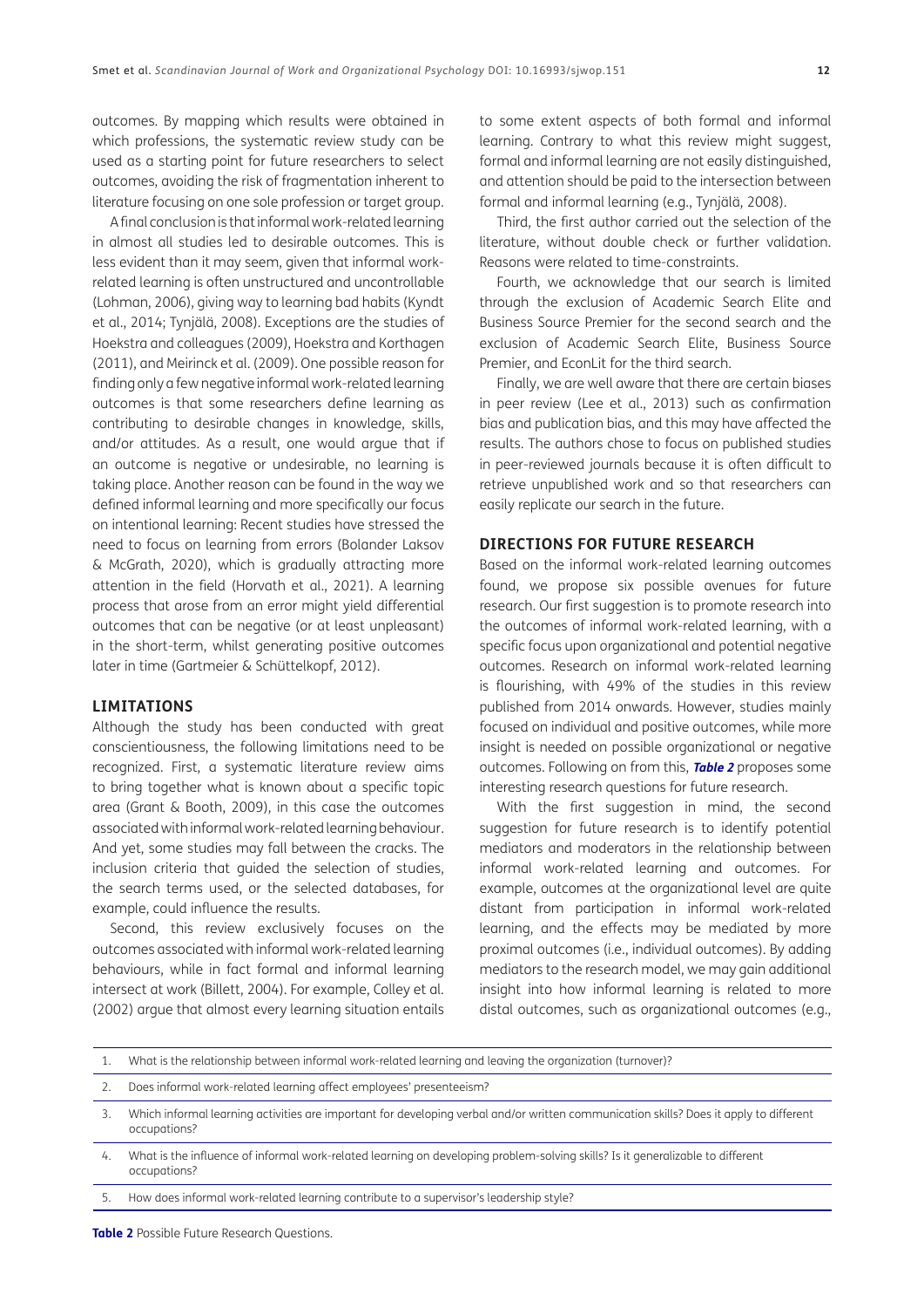outcomes. By mapping which results were obtained in which professions, the systematic review study can be used as a starting point for future researchers to select outcomes, avoiding the risk of fragmentation inherent to literature focusing on one sole profession or target group.

A final conclusion is that informal work-related learning in almost all studies led to desirable outcomes. This is less evident than it may seem, given that informal work-related learning is often unstructured and uncontrollable (Lohman, 2006), giving way to learning bad habits (Kyndt et al., 2014; Tynjälä, 2008). Exceptions are the studies of Hoekstra and colleagues (2009), Hoekstra and Korthagen (2011), and Meirinck et al. (2009). One possible reason for finding only a few negative informal work-related learning outcomes is that some researchers define learning as contributing to desirable changes in knowledge, skills, and/or attitudes. As a result, one would argue that if an outcome is negative or undesirable, no learning is taking place. Another reason can be found in the way we defined informal learning and more specifically our focus on intentional learning: Recent studies have stressed the need to focus on learning from errors (Bolander Laksov & McGrath, 2020), which is gradually attracting more attention in the field (Horvath et al., 2021). A learning process that arose from an error might yield differential outcomes that can be negative (or at least unpleasant) in the short-term, whilst generating positive outcomes later in time (Gartmeier & Schüttelkopf, 2012).

## LIMITATIONS

Although the study has been conducted with great conscientiousness, the following limitations need to be recognized. First, a systematic literature review aims to bring together what is known about a specific topic area (Grant & Booth, 2009), in this case the outcomes associated with informal work-related learning behaviour. And yet, some studies may fall between the cracks. The inclusion criteria that guided the selection of studies, the search terms used, or the selected databases, for example, could influence the results.

Second, this review exclusively focuses on the outcomes associated with informal work-related learning behaviours, while in fact formal and informal learning intersect at work (Billett, 2004). For example, Colley et al. (2002) argue that almost every learning situation entails to some extent aspects of both formal and informal learning. Contrary to what this review might suggest, formal and informal learning are not easily distinguished, and attention should be paid to the intersection between formal and informal learning (e.g., Tynjälä, 2008).

Third, the first author carried out the selection of the literature, without double check or further validation. Reasons were related to time-constraints.

Fourth, we acknowledge that our search is limited through the exclusion of Academic Search Elite and Business Source Premier for the second search and the exclusion of Academic Search Elite, Business Source Premier, and EconLit for the third search.

Finally, we are well aware that there are certain biases in peer review (Lee et al., 2013) such as confirmation bias and publication bias, and this may have affected the results. The authors chose to focus on published studies in peer-reviewed journals because it is often difficult to retrieve unpublished work and so that researchers can easily replicate our search in the future.

## DIRECTIONS FOR FUTURE RESEARCH

Based on the informal work-related learning outcomes found, we propose six possible avenues for future research. Our first suggestion is to promote research into the outcomes of informal work-related learning, with a specific focus upon organizational and potential negative outcomes. Research on informal work-related learning is flourishing, with 49% of the studies in this review published from 2014 onwards. However, studies mainly focused on individual and positive outcomes, while more insight is needed on possible organizational or negative outcomes. Following on from this, **Table 2** proposes some interesting research questions for future research.

With the first suggestion in mind, the second suggestion for future research is to identify potential mediators and moderators in the relationship between informal work-related learning and outcomes. For example, outcomes at the organizational level are quite distant from participation in informal work-related learning, and the effects may be mediated by more proximal outcomes (i.e., individual outcomes). By adding mediators to the research model, we may gain additional insight into how informal learning is related to more distal outcomes, such as organizational outcomes (e.g.,

| | |
|---|---|
| 1. | What is the relationship between informal work-related learning and leaving the organization (turnover)? |
| 2. | Does informal work-related learning affect employees' presenteeism? |
| 3. | Which informal learning activities are important for developing verbal and/or written communication skills? Does it apply to different occupations? |
| 4. | What is the influence of informal work-related learning on developing problem-solving skills? Is it generalizable to different occupations? |
| 5. | How does informal work-related learning contribute to a supervisor's leadership style? |

**Table 2** Possible Future Research Questions.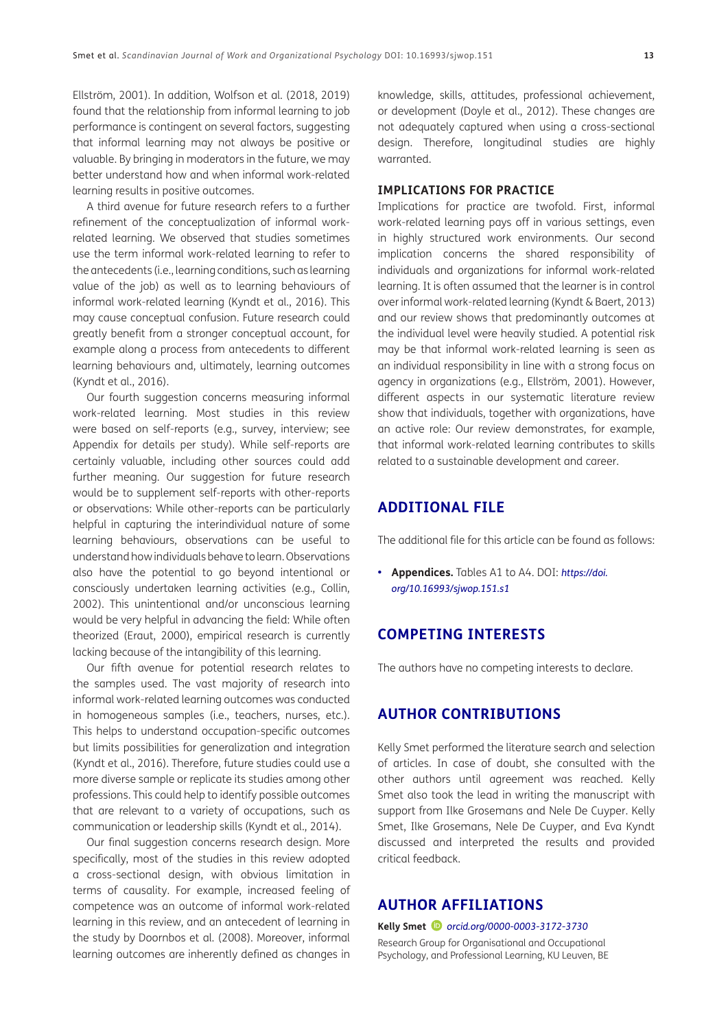Ellström, 2001). In addition, Wolfson et al. (2018, 2019) found that the relationship from informal learning to job performance is contingent on several factors, suggesting that informal learning may not always be positive or valuable. By bringing in moderators in the future, we may better understand how and when informal work-related learning results in positive outcomes.

A third avenue for future research refers to a further refinement of the conceptualization of informal work-related learning. We observed that studies sometimes use the term informal work-related learning to refer to the antecedents (i.e., learning conditions, such as learning value of the job) as well as to learning behaviours of informal work-related learning (Kyndt et al., 2016). This may cause conceptual confusion. Future research could greatly benefit from a stronger conceptual account, for example along a process from antecedents to different learning behaviours and, ultimately, learning outcomes (Kyndt et al., 2016).

Our fourth suggestion concerns measuring informal work-related learning. Most studies in this review were based on self-reports (e.g., survey, interview; see Appendix for details per study). While self-reports are certainly valuable, including other sources could add further meaning. Our suggestion for future research would be to supplement self-reports with other-reports or observations: While other-reports can be particularly helpful in capturing the interindividual nature of some learning behaviours, observations can be useful to understand how individuals behave to learn. Observations also have the potential to go beyond intentional or consciously undertaken learning activities (e.g., Collin, 2002). This unintentional and/or unconscious learning would be very helpful in advancing the field: While often theorized (Eraut, 2000), empirical research is currently lacking because of the intangibility of this learning.

Our fifth avenue for potential research relates to the samples used. The vast majority of research into informal work-related learning outcomes was conducted in homogeneous samples (i.e., teachers, nurses, etc.). This helps to understand occupation-specific outcomes but limits possibilities for generalization and integration (Kyndt et al., 2016). Therefore, future studies could use a more diverse sample or replicate its studies among other professions. This could help to identify possible outcomes that are relevant to a variety of occupations, such as communication or leadership skills (Kyndt et al., 2014).

Our final suggestion concerns research design. More specifically, most of the studies in this review adopted a cross-sectional design, with obvious limitation in terms of causality. For example, increased feeling of competence was an outcome of informal work-related learning in this review, and an antecedent of learning in the study by Doornbos et al. (2008). Moreover, informal learning outcomes are inherently defined as changes in knowledge, skills, attitudes, professional achievement, or development (Doyle et al., 2012). These changes are not adequately captured when using a cross-sectional design. Therefore, longitudinal studies are highly warranted.

### IMPLICATIONS FOR PRACTICE

Implications for practice are twofold. First, informal work-related learning pays off in various settings, even in highly structured work environments. Our second implication concerns the shared responsibility of individuals and organizations for informal work-related learning. It is often assumed that the learner is in control over informal work-related learning (Kyndt & Baert, 2013) and our review shows that predominantly outcomes at the individual level were heavily studied. A potential risk may be that informal work-related learning is seen as an individual responsibility in line with a strong focus on agency in organizations (e.g., Ellström, 2001). However, different aspects in our systematic literature review show that individuals, together with organizations, have an active role: Our review demonstrates, for example, that informal work-related learning contributes to skills related to a sustainable development and career.

## ADDITIONAL FILE

The additional file for this article can be found as follows:

- **Appendices.** Tables A1 to A4. DOI: *https://doi.org/10.16993/sjwop.151.s1*

## COMPETING INTERESTS

The authors have no competing interests to declare.

## AUTHOR CONTRIBUTIONS

Kelly Smet performed the literature search and selection of articles. In case of doubt, she consulted with the other authors until agreement was reached. Kelly Smet also took the lead in writing the manuscript with support from Ilke Grosemans and Nele De Cuyper. Kelly Smet, Ilke Grosemans, Nele De Cuyper, and Eva Kyndt discussed and interpreted the results and provided critical feedback.

## AUTHOR AFFILIATIONS

**Kelly Smet** *orcid.org/0000-0003-3172-3730*

Research Group for Organisational and Occupational Psychology, and Professional Learning, KU Leuven, BE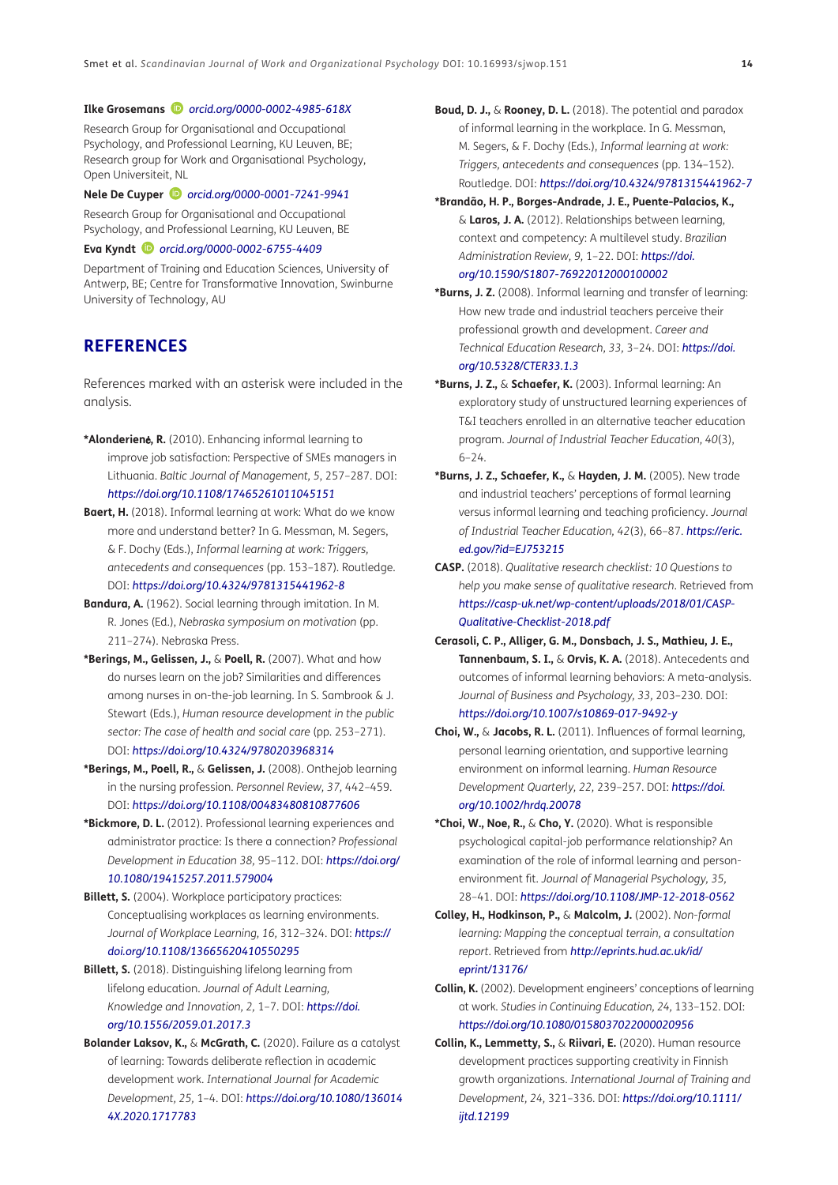**Ilke Grosemans** orcid.org/0000-0002-4985-618X

Research Group for Organisational and Occupational Psychology, and Professional Learning, KU Leuven, BE; Research group for Work and Organisational Psychology, Open Universiteit, NL

**Nele De Cuyper** orcid.org/0000-0001-7241-9941

Research Group for Organisational and Occupational Psychology, and Professional Learning, KU Leuven, BE

**Eva Kyndt** orcid.org/0000-0002-6755-4409

Department of Training and Education Sciences, University of Antwerp, BE; Centre for Transformative Innovation, Swinburne University of Technology, AU

## REFERENCES

References marked with an asterisk were included in the analysis.

**\*Alonderienė, R.** (2010). Enhancing informal learning to improve job satisfaction: Perspective of SMEs managers in Lithuania. *Baltic Journal of Management, 5*, 257–287. DOI: *https://doi.org/10.1108/17465261011045151*

**Baert, H.** (2018). Informal learning at work: What do we know more and understand better? In G. Messman, M. Segers, & F. Dochy (Eds.), *Informal learning at work: Triggers, antecedents and consequences* (pp. 153–187). Routledge. DOI: *https://doi.org/10.4324/9781315441962-8*

**Bandura, A.** (1962). Social learning through imitation. In M. R. Jones (Ed.), *Nebraska symposium on motivation* (pp. 211–274). Nebraska Press.

**\*Berings, M., Gelissen, J.,** & **Poell, R.** (2007). What and how do nurses learn on the job? Similarities and differences among nurses in on-the-job learning. In S. Sambrook & J. Stewart (Eds.), *Human resource development in the public sector: The case of health and social care* (pp. 253–271). DOI: *https://doi.org/10.4324/9780203968314*

**\*Berings, M., Poell, R.,** & **Gelissen, J.** (2008). Onthejob learning in the nursing profession. *Personnel Review, 37*, 442–459. DOI: *https://doi.org/10.1108/00483480810877606*

**\*Bickmore, D. L.** (2012). Professional learning experiences and administrator practice: Is there a connection? *Professional Development in Education 38*, 95–112. DOI: *https://doi.org/10.1080/19415257.2011.579004*

**Billett, S.** (2004). Workplace participatory practices: Conceptualising workplaces as learning environments. *Journal of Workplace Learning, 16*, 312–324. DOI: *https://doi.org/10.1108/13665620410550295*

**Billett, S.** (2018). Distinguishing lifelong learning from lifelong education. *Journal of Adult Learning, Knowledge and Innovation, 2*, 1–7. DOI: *https://doi.org/10.1556/2059.01.2017.3*

**Bolander Laksov, K.,** & **McGrath, C.** (2020). Failure as a catalyst of learning: Towards deliberate reflection in academic development work. *International Journal for Academic Development, 25*, 1–4. DOI: *https://doi.org/10.1080/1360144X.2020.1717783*

**Boud, D. J.,** & **Rooney, D. L.** (2018). The potential and paradox of informal learning in the workplace. In G. Messman, M. Segers, & F. Dochy (Eds.), *Informal learning at work: Triggers, antecedents and consequences* (pp. 134–152). Routledge. DOI: *https://doi.org/10.4324/9781315441962-7*

**\*Brandão, H. P., Borges-Andrade, J. E., Puente-Palacios, K.,** & **Laros, J. A.** (2012). Relationships between learning, context and competency: A multilevel study. *Brazilian Administration Review, 9*, 1–22. DOI: *https://doi.org/10.1590/S1807-76922012000100002*

**\*Burns, J. Z.** (2008). Informal learning and transfer of learning: How new trade and industrial teachers perceive their professional growth and development. *Career and Technical Education Research, 33*, 3–24. DOI: *https://doi.org/10.5328/CTER33.1.3*

**\*Burns, J. Z.,** & **Schaefer, K.** (2003). Informal learning: An exploratory study of unstructured learning experiences of T&I teachers enrolled in an alternative teacher education program. *Journal of Industrial Teacher Education, 40*(3), 6–24.

**\*Burns, J. Z., Schaefer, K.,** & **Hayden, J. M.** (2005). New trade and industrial teachers' perceptions of formal learning versus informal learning and teaching proficiency. *Journal of Industrial Teacher Education, 42*(3), 66–87. *https://eric.ed.gov/?id=EJ753215*

**CASP.** (2018). *Qualitative research checklist: 10 Questions to help you make sense of qualitative research*. Retrieved from *https://casp-uk.net/wp-content/uploads/2018/01/CASP-Qualitative-Checklist-2018.pdf*

**Cerasoli, C. P., Alliger, G. M., Donsbach, J. S., Mathieu, J. E., Tannenbaum, S. I.,** & **Orvis, K. A.** (2018). Antecedents and outcomes of informal learning behaviors: A meta-analysis. *Journal of Business and Psychology, 33*, 203–230. DOI: *https://doi.org/10.1007/s10869-017-9492-y*

**Choi, W.,** & **Jacobs, R. L.** (2011). Influences of formal learning, personal learning orientation, and supportive learning environment on informal learning. *Human Resource Development Quarterly, 22*, 239–257. DOI: *https://doi.org/10.1002/hrdq.20078*

**\*Choi, W., Noe, R.,** & **Cho, Y.** (2020). What is responsible psychological capital-job performance relationship? An examination of the role of informal learning and person-environment fit. *Journal of Managerial Psychology, 35*, 28–41. DOI: *https://doi.org/10.1108/JMP-12-2018-0562*

**Colley, H., Hodkinson, P.,** & **Malcolm, J.** (2002). *Non-formal learning: Mapping the conceptual terrain, a consultation report*. Retrieved from *http://eprints.hud.ac.uk/id/eprint/13176/*

**Collin, K.** (2002). Development engineers' conceptions of learning at work. *Studies in Continuing Education, 24*, 133–152. DOI: *https://doi.org/10.1080/0158037022000020956*

**Collin, K., Lemmetty, S.,** & **Riivari, E.** (2020). Human resource development practices supporting creativity in Finnish growth organizations. *International Journal of Training and Development, 24*, 321–336. DOI: *https://doi.org/10.1111/ijtd.12199*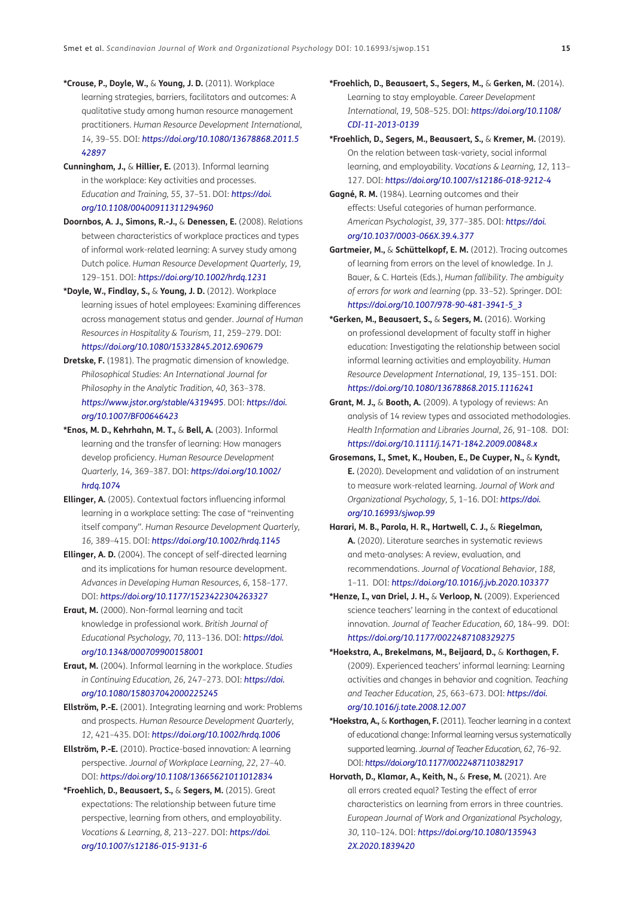**\*Crouse, P., Doyle, W.,** & **Young, J. D.** (2011). Workplace learning strategies, barriers, facilitators and outcomes: A qualitative study among human resource management practitioners. *Human Resource Development International, 14*, 39–55. DOI: *https://doi.org/10.1080/13678868.2011.542897*

**Cunningham, J.,** & **Hillier, E.** (2013). Informal learning in the workplace: Key activities and processes. *Education and Training, 55*, 37–51. DOI: *https://doi.org/10.1108/00400911311294960*

**Doornbos, A. J., Simons, R.-J.,** & **Denessen, E.** (2008). Relations between characteristics of workplace practices and types of informal work-related learning: A survey study among Dutch police. *Human Resource Development Quarterly, 19*, 129–151. DOI: *https://doi.org/10.1002/hrdq.1231*

**\*Doyle, W., Findlay, S.,** & **Young, J. D.** (2012). Workplace learning issues of hotel employees: Examining differences across management status and gender. *Journal of Human Resources in Hospitality & Tourism, 11*, 259–279. DOI: *https://doi.org/10.1080/15332845.2012.690679*

**Dretske, F.** (1981). The pragmatic dimension of knowledge. *Philosophical Studies: An International Journal for Philosophy in the Analytic Tradition, 40*, 363–378. *https://www.jstor.org/stable/4319495*. DOI: *https://doi.org/10.1007/BF00646423*

**\*Enos, M. D., Kehrhahn, M. T.,** & **Bell, A.** (2003). Informal learning and the transfer of learning: How managers develop proficiency. *Human Resource Development Quarterly, 14*, 369–387. DOI: *https://doi.org/10.1002/hrdq.1074*

**Ellinger, A.** (2005). Contextual factors influencing informal learning in a workplace setting: The case of "reinventing itself company". *Human Resource Development Quarterly, 16*, 389–415. DOI: *https://doi.org/10.1002/hrdq.1145*

**Ellinger, A. D.** (2004). The concept of self-directed learning and its implications for human resource development. *Advances in Developing Human Resources, 6*, 158–177. DOI: *https://doi.org/10.1177/1523422304263327*

**Eraut, M.** (2000). Non-formal learning and tacit knowledge in professional work. *British Journal of Educational Psychology, 70*, 113–136. DOI: *https://doi.org/10.1348/000709900158001*

**Eraut, M.** (2004). Informal learning in the workplace. *Studies in Continuing Education, 26*, 247–273. DOI: *https://doi.org/10.1080/158037042000225245*

**Ellström, P.-E.** (2001). Integrating learning and work: Problems and prospects. *Human Resource Development Quarterly, 12*, 421–435. DOI: *https://doi.org/10.1002/hrdq.1006*

**Ellström, P.-E.** (2010). Practice-based innovation: A learning perspective. *Journal of Workplace Learning, 22*, 27–40. DOI: *https://doi.org/10.1108/13665621011012834*

**\*Froehlich, D., Beausaert, S.,** & **Segers, M.** (2015). Great expectations: The relationship between future time perspective, learning from others, and employability. *Vocations & Learning, 8*, 213–227. DOI: *https://doi.org/10.1007/s12186-015-9131-6*

**\*Froehlich, D., Beausaert, S., Segers, M.,** & **Gerken, M.** (2014). Learning to stay employable. *Career Development International, 19*, 508–525. DOI: *https://doi.org/10.1108/CDI-11-2013-0139*

**\*Froehlich, D., Segers, M., Beausaert, S.,** & **Kremer, M.** (2019). On the relation between task-variety, social informal learning, and employability. *Vocations & Learning, 12*, 113–127. DOI: *https://doi.org/10.1007/s12186-018-9212-4*

**Gagné, R. M.** (1984). Learning outcomes and their effects: Useful categories of human performance. *American Psychologist, 39*, 377–385. DOI: *https://doi.org/10.1037/0003-066X.39.4.377*

**Gartmeier, M.,** & **Schüttelkopf, E. M.** (2012). Tracing outcomes of learning from errors on the level of knowledge. In J. Bauer, & C. Harteis (Eds.), *Human fallibility. The ambiguity of errors for work and learning* (pp. 33–52). Springer. DOI: *https://doi.org/10.1007/978-90-481-3941-5_3*

**\*Gerken, M., Beausaert, S.,** & **Segers, M.** (2016). Working on professional development of faculty staff in higher education: Investigating the relationship between social informal learning activities and employability. *Human Resource Development International, 19*, 135–151. DOI: *https://doi.org/10.1080/13678868.2015.1116241*

**Grant, M. J.,** & **Booth, A.** (2009). A typology of reviews: An analysis of 14 review types and associated methodologies. *Health Information and Libraries Journal, 26*, 91–108. DOI: *https://doi.org/10.1111/j.1471-1842.2009.00848.x*

**Grosemans, I., Smet, K., Houben, E., De Cuyper, N.,** & **Kyndt, E.** (2020). Development and validation of an instrument to measure work-related learning. *Journal of Work and Organizational Psychology, 5*, 1–16. DOI: *https://doi.org/10.16993/sjwop.99*

**Harari, M. B., Parola, H. R., Hartwell, C. J.,** & **Riegelman, A.** (2020). Literature searches in systematic reviews and meta-analyses: A review, evaluation, and recommendations. *Journal of Vocational Behavior, 188*, 1–11. DOI: *https://doi.org/10.1016/j.jvb.2020.103377*

**\*Henze, I., van Driel, J. H.,** & **Verloop, N.** (2009). Experienced science teachers' learning in the context of educational innovation. *Journal of Teacher Education, 60*, 184–99. DOI: *https://doi.org/10.1177/0022487108329275*

**\*Hoekstra, A., Brekelmans, M., Beijaard, D.,** & **Korthagen, F.** (2009). Experienced teachers' informal learning: Learning activities and changes in behavior and cognition. *Teaching and Teacher Education, 25*, 663–673. DOI: *https://doi.org/10.1016/j.tate.2008.12.007*

**\*Hoekstra, A.,** & **Korthagen, F.** (2011). Teacher learning in a context of educational change: Informal learning versus systematically supported learning. *Journal of Teacher Education, 62*, 76–92. DOI: *https://doi.org/10.1177/0022487110382917*

**Horvath, D., Klamar, A., Keith, N.,** & **Frese, M.** (2021). Are all errors created equal? Testing the effect of error characteristics on learning from errors in three countries. *European Journal of Work and Organizational Psychology, 30*, 110–124. DOI: *https://doi.org/10.1080/1359432X.2020.1839420*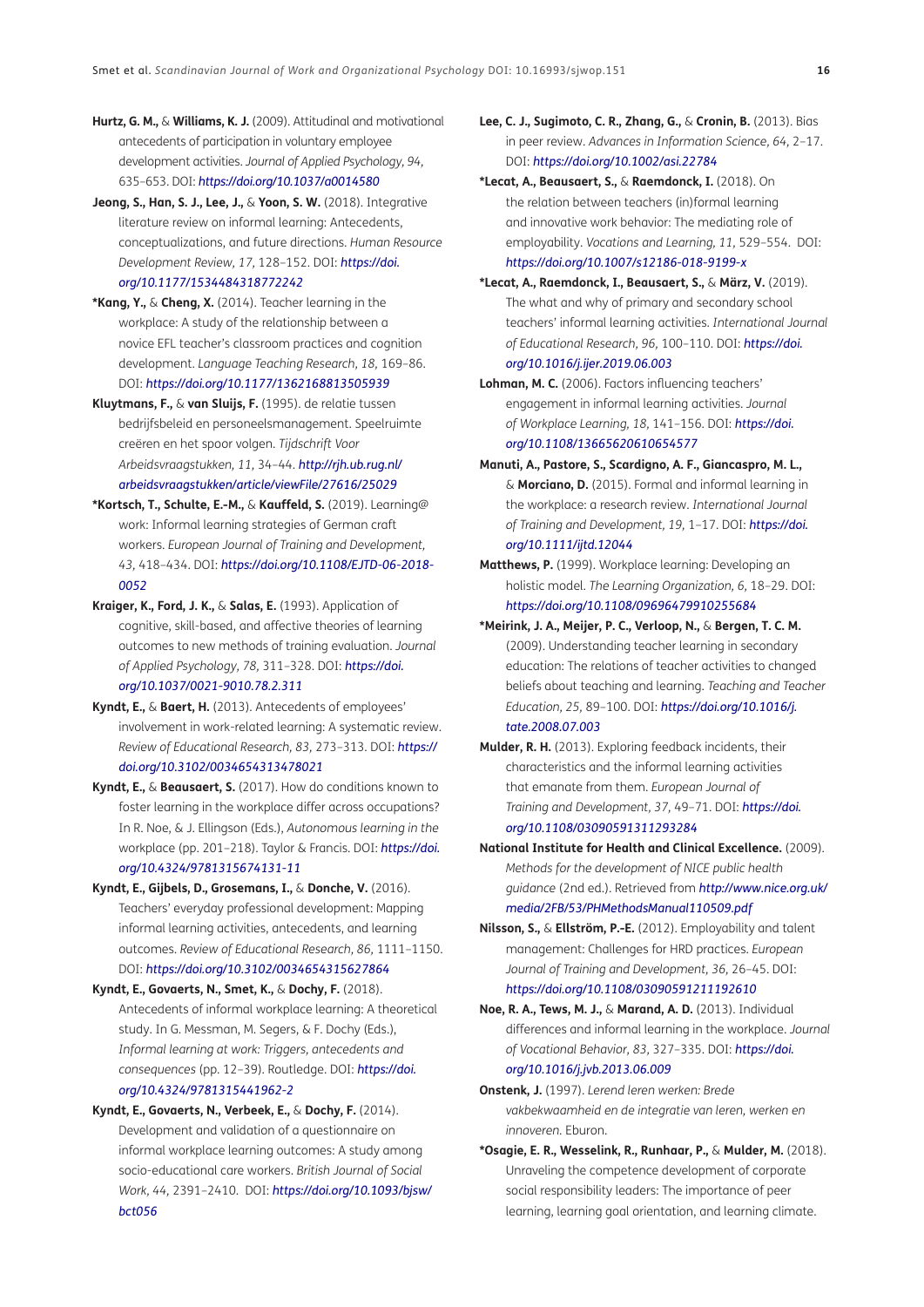**Hurtz, G. M.,** & **Williams, K. J.** (2009). Attitudinal and motivational antecedents of participation in voluntary employee development activities. *Journal of Applied Psychology, 94*, 635–653. DOI: *https://doi.org/10.1037/a0014580*

**Jeong, S., Han, S. J., Lee, J.,** & **Yoon, S. W.** (2018). Integrative literature review on informal learning: Antecedents, conceptualizations, and future directions. *Human Resource Development Review, 17*, 128–152. DOI: *https://doi.org/10.1177/1534484318772242*

***Kang, Y.,** & **Cheng, X.** (2014). Teacher learning in the workplace: A study of the relationship between a novice EFL teacher's classroom practices and cognition development. *Language Teaching Research, 18*, 169–86. DOI: *https://doi.org/10.1177/1362168813505939*

**Kluytmans, F.,** & **van Sluijs, F.** (1995). de relatie tussen bedrijfsbeleid en personeelsmanagement. Speelruimte creëren en het spoor volgen. *Tijdschrift Voor Arbeidsvraagstukken, 11*, 34–44. *http://rjh.ub.rug.nl/arbeidsvraagstukken/article/viewFile/27616/25029*

***Kortsch, T., Schulte, E.-M.,** & **Kauffeld, S.** (2019). Learning@work: Informal learning strategies of German craft workers. *European Journal of Training and Development, 43*, 418–434. DOI: *https://doi.org/10.1108/EJTD-06-2018-0052*

**Kraiger, K., Ford, J. K.,** & **Salas, E.** (1993). Application of cognitive, skill-based, and affective theories of learning outcomes to new methods of training evaluation. *Journal of Applied Psychology, 78*, 311–328. DOI: *https://doi.org/10.1037/0021-9010.78.2.311*

**Kyndt, E.,** & **Baert, H.** (2013). Antecedents of employees' involvement in work-related learning: A systematic review. *Review of Educational Research, 83*, 273–313. DOI: *https://doi.org/10.3102/0034654313478021*

**Kyndt, E.,** & **Beausaert, S.** (2017). How do conditions known to foster learning in the workplace differ across occupations? In R. Noe, & J. Ellingson (Eds.), *Autonomous learning in the workplace* (pp. 201–218). Taylor & Francis. DOI: *https://doi.org/10.4324/9781315674131-11*

**Kyndt, E., Gijbels, D., Grosemans, I.,** & **Donche, V.** (2016). Teachers' everyday professional development: Mapping informal learning activities, antecedents, and learning outcomes. *Review of Educational Research, 86*, 1111–1150. DOI: *https://doi.org/10.3102/0034654315627864*

**Kyndt, E., Govaerts, N., Smet, K.,** & **Dochy, F.** (2018). Antecedents of informal workplace learning: A theoretical study. In G. Messman, M. Segers, & F. Dochy (Eds.), *Informal learning at work: Triggers, antecedents and consequences* (pp. 12–39). Routledge. DOI: *https://doi.org/10.4324/9781315441962-2*

**Kyndt, E., Govaerts, N., Verbeek, E.,** & **Dochy, F.** (2014). Development and validation of a questionnaire on informal workplace learning outcomes: A study among socio-educational care workers. *British Journal of Social Work, 44*, 2391–2410. DOI: *https://doi.org/10.1093/bjsw/bct056*

**Lee, C. J., Sugimoto, C. R., Zhang, G.,** & **Cronin, B.** (2013). Bias in peer review. *Advances in Information Science, 64*, 2–17. DOI: *https://doi.org/10.1002/asi.22784*

***Lecat, A., Beausaert, S.,** & **Raemdonck, I.** (2018). On the relation between teachers (in)formal learning and innovative work behavior: The mediating role of employability. *Vocations and Learning, 11*, 529–554. DOI: *https://doi.org/10.1007/s12186-018-9199-x*

***Lecat, A., Raemdonck, I., Beausaert, S.,** & **März, V.** (2019). The what and why of primary and secondary school teachers' informal learning activities. *International Journal of Educational Research, 96*, 100–110. DOI: *https://doi.org/10.1016/j.ijer.2019.06.003*

**Lohman, M. C.** (2006). Factors influencing teachers' engagement in informal learning activities. *Journal of Workplace Learning, 18*, 141–156. DOI: *https://doi.org/10.1108/13665620610654577*

**Manuti, A., Pastore, S., Scardigno, A. F., Giancaspro, M. L.,** & **Morciano, D.** (2015). Formal and informal learning in the workplace: a research review. *International Journal of Training and Development, 19*, 1–17. DOI: *https://doi.org/10.1111/ijtd.12044*

**Matthews, P.** (1999). Workplace learning: Developing an holistic model. *The Learning Organization, 6*, 18–29. DOI: *https://doi.org/10.1108/09696479910255684*

***Meirink, J. A., Meijer, P. C., Verloop, N.,** & **Bergen, T. C. M.** (2009). Understanding teacher learning in secondary education: The relations of teacher activities to changed beliefs about teaching and learning. *Teaching and Teacher Education, 25*, 89–100. DOI: *https://doi.org/10.1016/j.tate.2008.07.003*

**Mulder, R. H.** (2013). Exploring feedback incidents, their characteristics and the informal learning activities that emanate from them. *European Journal of Training and Development, 37*, 49–71. DOI: *https://doi.org/10.1108/03090591311293284*

**National Institute for Health and Clinical Excellence.** (2009). *Methods for the development of NICE public health guidance* (2nd ed.). Retrieved from *http://www.nice.org.uk/media/2FB/53/PHMethodsManual110509.pdf*

**Nilsson, S.,** & **Ellström, P.-E.** (2012). Employability and talent management: Challenges for HRD practices. *European Journal of Training and Development, 36*, 26–45. DOI: *https://doi.org/10.1108/03090591211192610*

**Noe, R. A., Tews, M. J.,** & **Marand, A. D.** (2013). Individual differences and informal learning in the workplace. *Journal of Vocational Behavior, 83*, 327–335. DOI: *https://doi.org/10.1016/j.jvb.2013.06.009*

**Onstenk, J.** (1997). *Lerend leren werken: Brede vakbekwaamheid en de integratie van leren, werken en innoveren.* Eburon.

***Osagie, E. R., Wesselink, R., Runhaar, P.,** & **Mulder, M.** (2018). Unraveling the competence development of corporate social responsibility leaders: The importance of peer learning, learning goal orientation, and learning climate.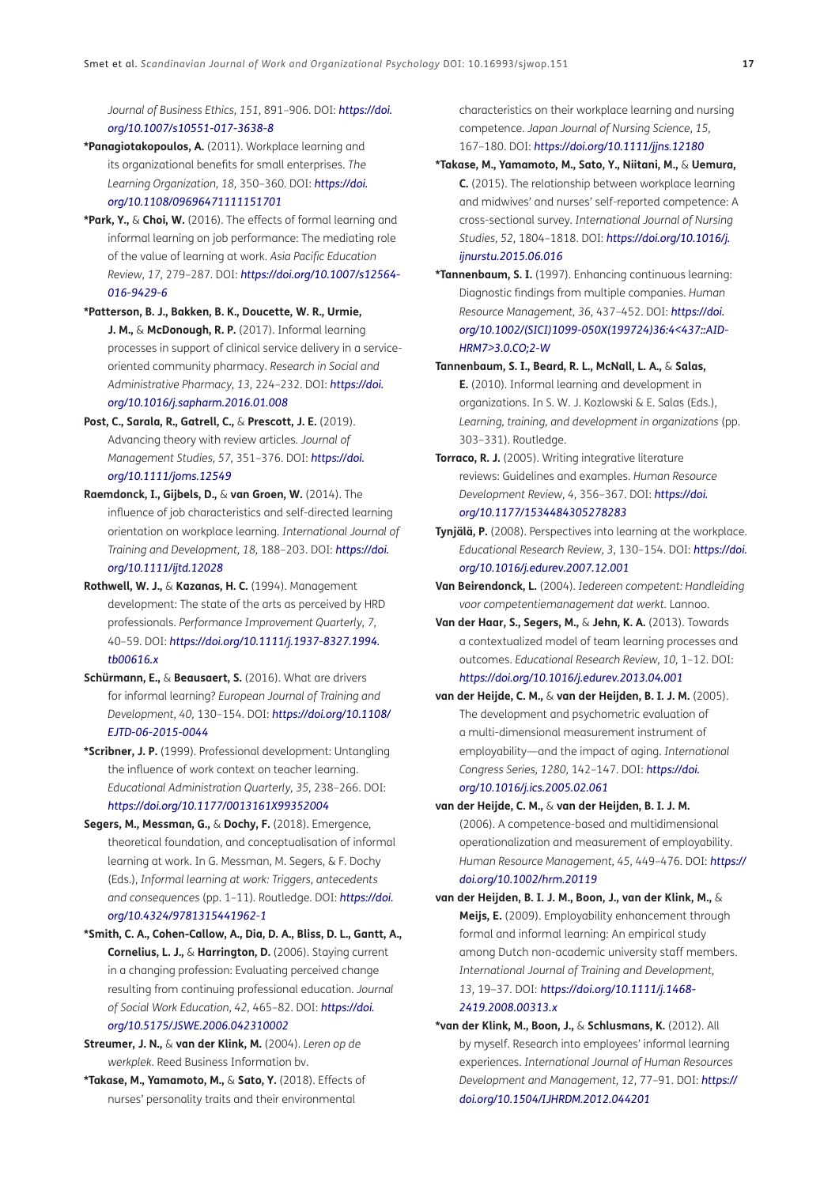Journal of Business Ethics, *151*, 891–906. DOI: *https://doi.org/10.1007/s10551-017-3638-8*

***Panagiotakopoulos, A.** (2011). Workplace learning and its organizational benefits for small enterprises. *The Learning Organization*, *18*, 350–360. DOI: *https://doi.org/10.1108/09696471111151701*

***Park, Y.,** & **Choi, W.** (2016). The effects of formal learning and informal learning on job performance: The mediating role of the value of learning at work. *Asia Pacific Education Review*, *17*, 279–287. DOI: *https://doi.org/10.1007/s12564-016-9429-6*

***Patterson, B. J., Bakken, B. K., Doucette, W. R., Urmie, J. M.,** & **McDonough, R. P.** (2017). Informal learning processes in support of clinical service delivery in a service-oriented community pharmacy. *Research in Social and Administrative Pharmacy*, *13*, 224–232. DOI: *https://doi.org/10.1016/j.sapharm.2016.01.008*

**Post, C., Sarala, R., Gatrell, C.,** & **Prescott, J. E.** (2019). Advancing theory with review articles. *Journal of Management Studies*, *57*, 351–376. DOI: *https://doi.org/10.1111/joms.12549*

**Raemdonck, I., Gijbels, D.,** & **van Groen, W.** (2014). The influence of job characteristics and self-directed learning orientation on workplace learning. *International Journal of Training and Development*, *18*, 188–203. DOI: *https://doi.org/10.1111/ijtd.12028*

**Rothwell, W. J.,** & **Kazanas, H. C.** (1994). Management development: The state of the arts as perceived by HRD professionals. *Performance Improvement Quarterly*, *7*, 40–59. DOI: *https://doi.org/10.1111/j.1937-8327.1994.tb00616.x*

**Schürmann, E.,** & **Beausaert, S.** (2016). What are drivers for informal learning? *European Journal of Training and Development*, *40*, 130–154. DOI: *https://doi.org/10.1108/EJTD-06-2015-0044*

***Scribner, J. P.** (1999). Professional development: Untangling the influence of work context on teacher learning. *Educational Administration Quarterly*, *35*, 238–266. DOI: *https://doi.org/10.1177/0013161X99352004*

**Segers, M., Messman, G.,** & **Dochy, F.** (2018). Emergence, theoretical foundation, and conceptualisation of informal learning at work. In G. Messman, M. Segers, & F. Dochy (Eds.), *Informal learning at work: Triggers, antecedents and consequences* (pp. 1–11). Routledge. DOI: *https://doi.org/10.4324/9781315441962-1*

***Smith, C. A., Cohen-Callow, A., Dia, D. A., Bliss, D. L., Gantt, A., Cornelius, L. J.,** & **Harrington, D.** (2006). Staying current in a changing profession: Evaluating perceived change resulting from continuing professional education. *Journal of Social Work Education*, *42*, 465–82. DOI: *https://doi.org/10.5175/JSWE.2006.042310002*

**Streumer, J. N.,** & **van der Klink, M.** (2004). *Leren op de werkplek*. Reed Business Information bv.

***Takase, M., Yamamoto, M.,** & **Sato, Y.** (2018). Effects of nurses' personality traits and their environmental characteristics on their workplace learning and nursing competence. *Japan Journal of Nursing Science*, *15*, 167–180. DOI: *https://doi.org/10.1111/jjns.12180*

***Takase, M., Yamamoto, M., Sato, Y., Niitani, M.,** & **Uemura, C.** (2015). The relationship between workplace learning and midwives' and nurses' self-reported competence: A cross-sectional survey. *International Journal of Nursing Studies*, *52*, 1804–1818. DOI: *https://doi.org/10.1016/j.ijnurstu.2015.06.016*

***Tannenbaum, S. I.** (1997). Enhancing continuous learning: Diagnostic findings from multiple companies. *Human Resource Management*, *36*, 437–452. DOI: *https://doi.org/10.1002/(SICI)1099-050X(199724)36:4<437::AID-HRM7>3.0.CO;2-W*

**Tannenbaum, S. I., Beard, R. L., McNall, L. A.,** & **Salas, E.** (2010). Informal learning and development in organizations. In S. W. J. Kozlowski & E. Salas (Eds.), *Learning, training, and development in organizations* (pp. 303–331). Routledge.

**Torraco, R. J.** (2005). Writing integrative literature reviews: Guidelines and examples. *Human Resource Development Review*, *4*, 356–367. DOI: *https://doi.org/10.1177/1534484305278283*

**Tynjälä, P.** (2008). Perspectives into learning at the workplace. *Educational Research Review*, *3*, 130–154. DOI: *https://doi.org/10.1016/j.edurev.2007.12.001*

**Van Beirendonck, L.** (2004). *Iedereen competent: Handleiding voor competentiemanagement dat werkt*. Lannoo.

**Van der Haar, S., Segers, M.,** & **Jehn, K. A.** (2013). Towards a contextualized model of team learning processes and outcomes. *Educational Research Review*, *10*, 1–12. DOI: *https://doi.org/10.1016/j.edurev.2013.04.001*

**van der Heijde, C. M.,** & **van der Heijden, B. I. J. M.** (2005). The development and psychometric evaluation of a multi-dimensional measurement instrument of employability—and the impact of aging. *International Congress Series*, *1280*, 142–147. DOI: *https://doi.org/10.1016/j.ics.2005.02.061*

**van der Heijde, C. M.,** & **van der Heijden, B. I. J. M.** (2006). A competence-based and multidimensional operationalization and measurement of employability. *Human Resource Management*, *45*, 449–476. DOI: *https://doi.org/10.1002/hrm.20119*

**van der Heijden, B. I. J. M., Boon, J., van der Klink, M.,** & **Meijs, E.** (2009). Employability enhancement through formal and informal learning: An empirical study among Dutch non-academic university staff members. *International Journal of Training and Development*, *13*, 19–37. DOI: *https://doi.org/10.1111/j.1468-2419.2008.00313.x*

***van der Klink, M., Boon, J.,** & **Schlusmans, K.** (2012). All by myself. Research into employees' informal learning experiences. *International Journal of Human Resources Development and Management*, *12*, 77–91. DOI: *https://doi.org/10.1504/IJHRDM.2012.044201*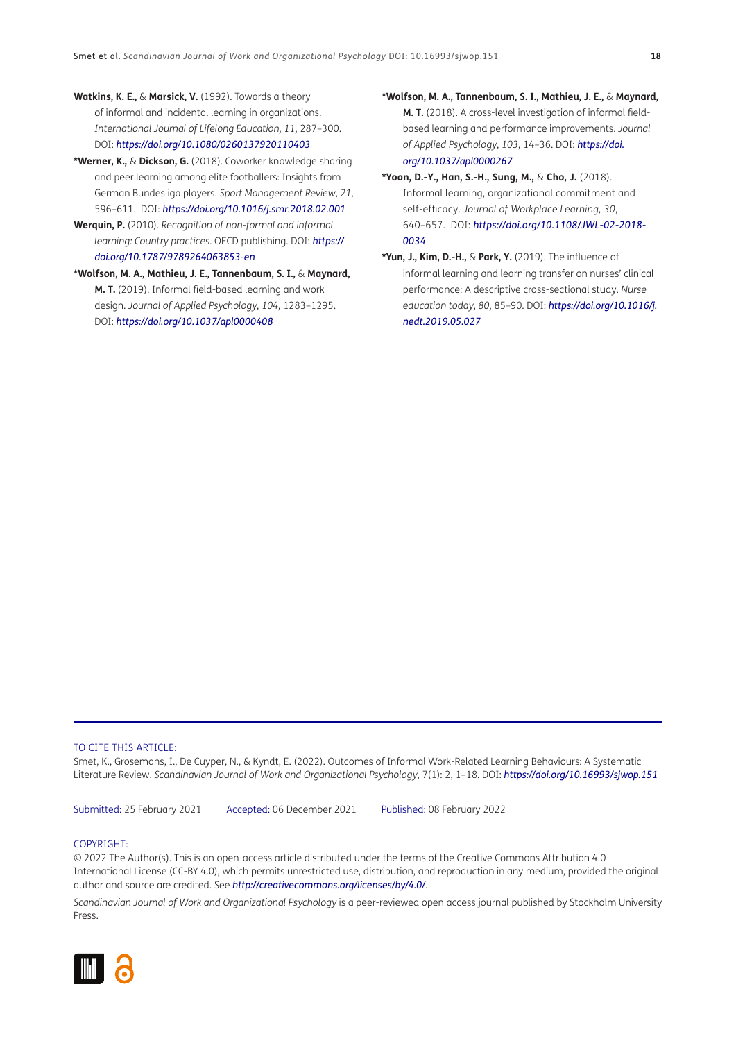**Watkins, K. E.,** & **Marsick, V.** (1992). Towards a theory of informal and incidental learning in organizations. *International Journal of Lifelong Education, 11*, 287–300. DOI: *https://doi.org/10.1080/0260137920110403*

***Werner, K.,** & **Dickson, G.** (2018). Coworker knowledge sharing and peer learning among elite footballers: Insights from German Bundesliga players. *Sport Management Review, 21*, 596–611. DOI: *https://doi.org/10.1016/j.smr.2018.02.001*

**Werquin, P.** (2010). *Recognition of non-formal and informal learning: Country practices*. OECD publishing. DOI: *https://doi.org/10.1787/9789264063853-en*

***Wolfson, M. A., Mathieu, J. E., Tannenbaum, S. I.,** & **Maynard, M. T.** (2019). Informal field-based learning and work design. *Journal of Applied Psychology, 104*, 1283–1295. DOI: *https://doi.org/10.1037/apl0000408*

***Wolfson, M. A., Tannenbaum, S. I., Mathieu, J. E.,** & **Maynard, M. T.** (2018). A cross-level investigation of informal field-based learning and performance improvements. *Journal of Applied Psychology, 103*, 14–36. DOI: *https://doi.org/10.1037/apl0000267*

***Yoon, D.-Y., Han, S.-H., Sung, M.,** & **Cho, J.** (2018). Informal learning, organizational commitment and self-efficacy. *Journal of Workplace Learning, 30*, 640–657. DOI: *https://doi.org/10.1108/JWL-02-2018-0034*

***Yun, J., Kim, D.-H.,** & **Park, Y.** (2019). The influence of informal learning and learning transfer on nurses' clinical performance: A descriptive cross-sectional study. *Nurse education today, 80*, 85–90. DOI: *https://doi.org/10.1016/j.nedt.2019.05.027*

TO CITE THIS ARTICLE:

Smet, K., Grosemans, I., De Cuyper, N., & Kyndt, E. (2022). Outcomes of Informal Work-Related Learning Behaviours: A Systematic Literature Review. *Scandinavian Journal of Work and Organizational Psychology*, 7(1): 2, 1–18. DOI: *https://doi.org/10.16993/sjwop.151*

Submitted: 25 February 2021 Accepted: 06 December 2021 Published: 08 February 2022

COPYRIGHT:

© 2022 The Author(s). This is an open-access article distributed under the terms of the Creative Commons Attribution 4.0 International License (CC-BY 4.0), which permits unrestricted use, distribution, and reproduction in any medium, provided the original author and source are credited. See *http://creativecommons.org/licenses/by/4.0/*.

*Scandinavian Journal of Work and Organizational Psychology* is a peer-reviewed open access journal published by Stockholm University Press.